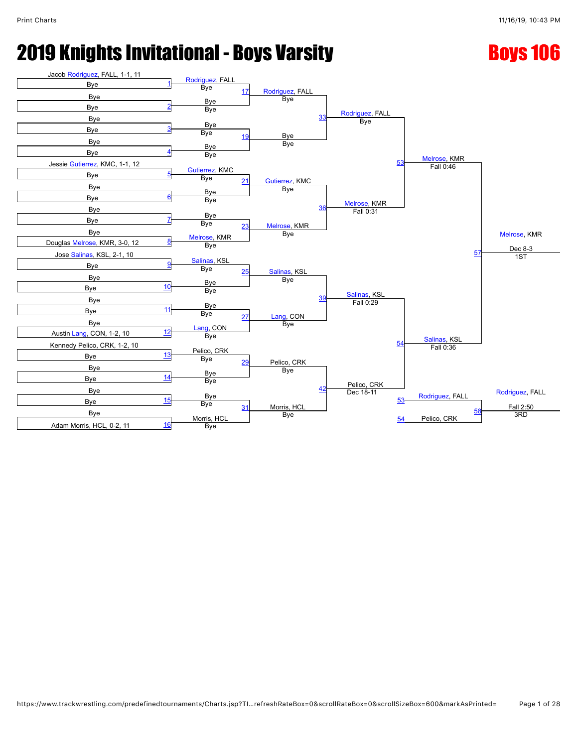# 2019 Knights Invitational - Boys Varsity

## Boys 106

### First Round

| Match | Wrestler 1 | Wrestler 2 | Winner |
|---|---|---|---|
| 1 | Jacob Rodriguez, FALL, 1-1, 11 | Bye | Rodriguez, FALL (Bye) |
| 2 | Bye | Bye | Bye (Bye) |
| 3 | Bye | Bye | Bye (Bye) |
| 4 | Bye | Bye | Bye (Bye) |
| 5 | Jessie Gutierrez, KMC, 1-1, 12 | Bye | Gutierrez, KMC (Bye) |
| 6 | Bye | Bye | Bye (Bye) |
| 7 | Bye | Bye | Bye (Bye) |
| 8 | Bye | Douglas Melrose, KMR, 3-0, 12 | Melrose, KMR (Bye) |
| 9 | Jose Salinas, KSL, 2-1, 10 | Bye | Salinas, KSL (Bye) |
| 10 | Bye | Bye | Bye (Bye) |
| 11 | Bye | Bye | Bye (Bye) |
| 12 | Bye | Austin Lang, CON, 1-2, 10 | Lang, CON (Bye) |
| 13 | Kennedy Pelico, CRK, 1-2, 10 | Bye | Pelico, CRK (Bye) |
| 14 | Bye | Bye | Bye (Bye) |
| 15 | Bye | Bye | Bye (Bye) |
| 16 | Bye | Adam Morris, HCL, 0-2, 11 | Morris, HCL (Bye) |

### Second Round

| Match | Winner |
|---|---|
| 17 | Rodriguez, FALL (Bye) |
| 19 | Bye (Bye) |
| 21 | Gutierrez, KMC (Bye) |
| 23 | Melrose, KMR (Bye) |
| 25 | Salinas, KSL (Bye) |
| 27 | Lang, CON (Bye) |
| 29 | Pelico, CRK (Bye) |
| 31 | Morris, HCL (Bye) |

### Quarterfinals

| Match | Winner |
|---|---|
| 33 | Rodriguez, FALL (Bye) |
| 36 | Melrose, KMR (Fall 0:31) |
| 39 | Salinas, KSL (Fall 0:29) |
| 42 | Pelico, CRK (Dec 18-11) |

### Semifinals

| Match | Winner |
|---|---|
| 53 | Melrose, KMR (Fall 0:46) |
| 54 | Salinas, KSL (Fall 0:36) |

### Finals

| Match | Winner | Result | Place |
|---|---|---|---|
| 57 | Melrose, KMR | Dec 8-3 | 1ST |

### 3rd Place

| Match | Wrestler 1 | Wrestler 2 | Winner | Result | Place |
|---|---|---|---|---|---|
| 58 | Rodriguez, FALL (53) | Pelico, CRK (54) | Rodriguez, FALL | Fall 2:50 | 3RD |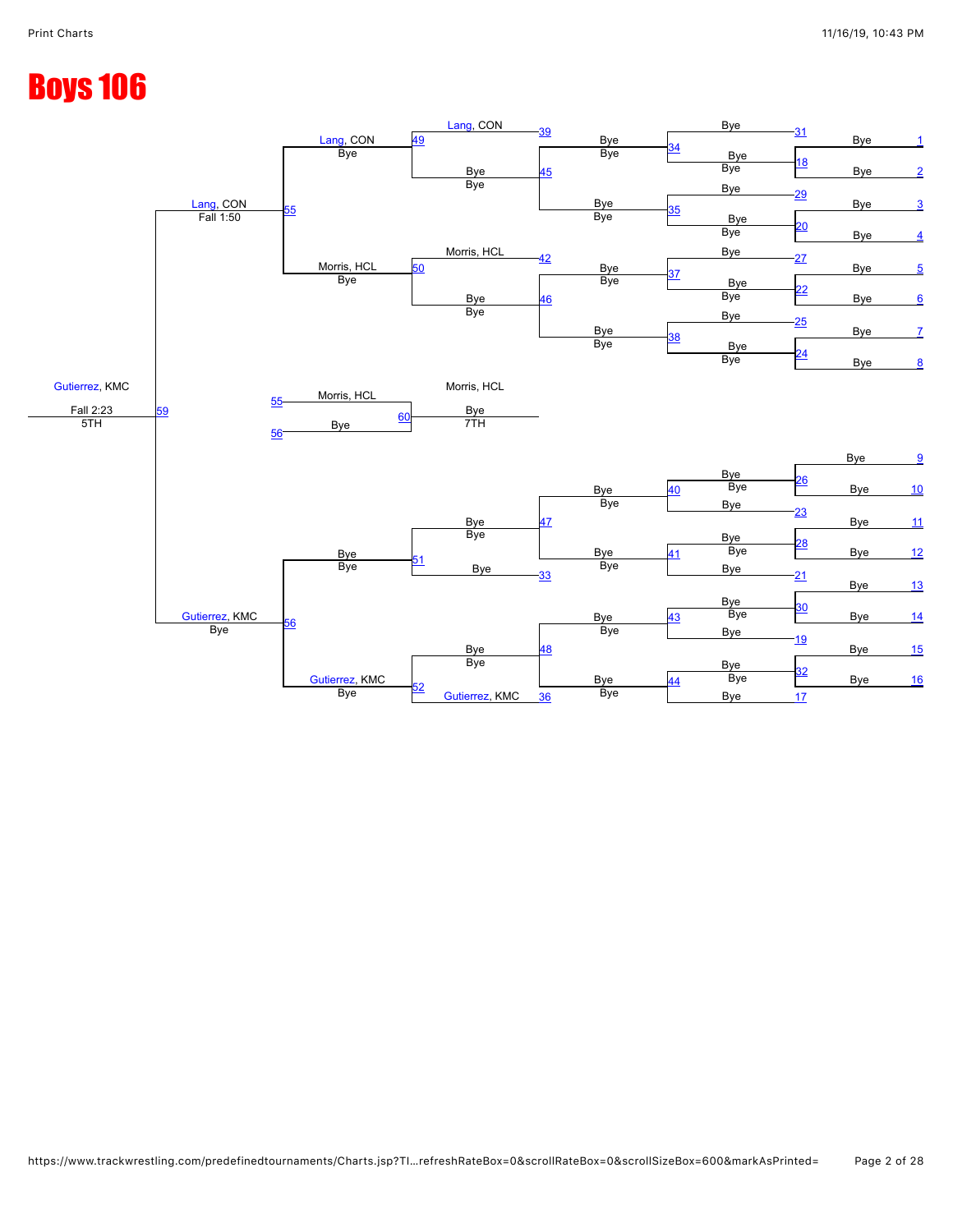# Boys 106

**Championship / Consolation Bracket**

| Bout | Result |
| --- | --- |
| 1–16 | Bye |
| 17–32 | Bye |
| 33 | Bye |
| 34 | Bye / Bye |
| 35 | Bye / Bye |
| 36 | Gutierrez, KMC |
| 37 | Bye / Bye |
| 38 | Bye / Bye |
| 39 | Lang, CON |
| 40 | Bye / Bye |
| 41 | Bye / Bye |
| 42 | Morris, HCL |
| 43 | Bye / Bye |
| 44 | Bye / Bye |
| 45 | Bye / Bye |
| 46 | Bye / Bye |
| 47 | Bye / Bye |
| 48 | Bye / Bye |
| 49 | Lang, CON — Bye |
| 50 | Morris, HCL — Bye |
| 51 | Bye / Bye |
| 52 | Gutierrez, KMC — Bye |
| 55 | Lang, CON — Fall 1:50 |
| 56 | Gutierrez, KMC — Bye |
| 59 | Gutierrez, KMC — Fall 2:23 — 5TH |

**7th Place Match**

| Bout | Result |
| --- | --- |
| 55 | Morris, HCL |
| 56 | Bye |
| 60 | Morris, HCL — Bye — 7TH |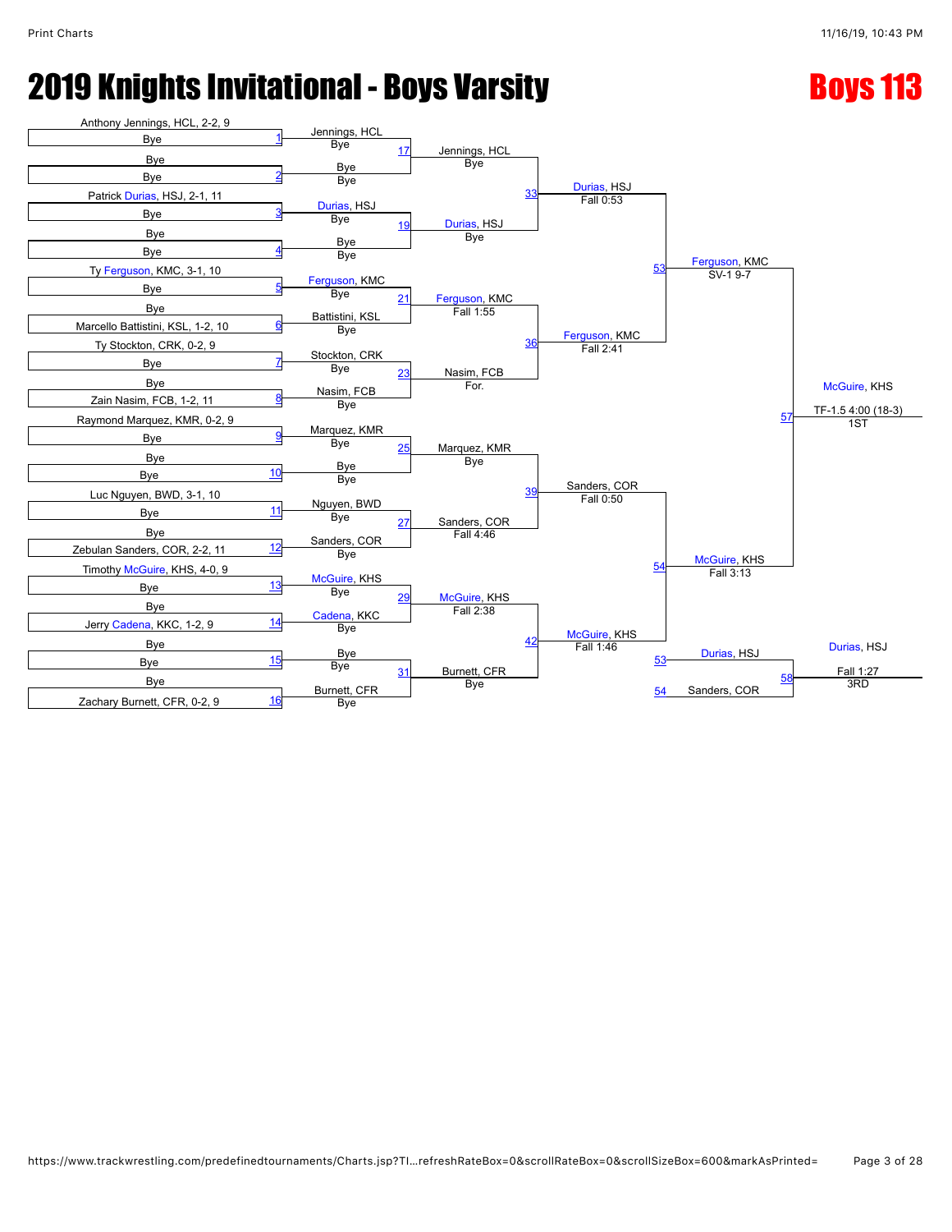# 2019 Knights Invitational - Boys Varsity

## Boys 113

### Round 1

| Bout | Wrestler | Opponent | Winner | Result |
|---|---|---|---|---|
| 1 | Anthony Jennings, HCL, 2-2, 9 | Bye | Jennings, HCL | Bye |
| 2 | Bye | Bye | Bye | Bye |
| 3 | Patrick Durias, HSJ, 2-1, 11 | Bye | Durias, HSJ | Bye |
| 4 | Bye | Bye | Bye | Bye |
| 5 | Ty Ferguson, KMC, 3-1, 10 | Bye | Ferguson, KMC | Bye |
| 6 | Bye | Marcello Battistini, KSL, 1-2, 10 | Battistini, KSL | Bye |
| 7 | Ty Stockton, CRK, 0-2, 9 | Bye | Stockton, CRK | Bye |
| 8 | Bye | Zain Nasim, FCB, 1-2, 11 | Nasim, FCB | Bye |
| 9 | Raymond Marquez, KMR, 0-2, 9 | Bye | Marquez, KMR | Bye |
| 10 | Bye | Bye | Bye | Bye |
| 11 | Luc Nguyen, BWD, 3-1, 10 | Bye | Nguyen, BWD | Bye |
| 12 | Bye | Zebulan Sanders, COR, 2-2, 11 | Sanders, COR | Bye |
| 13 | Timothy McGuire, KHS, 4-0, 9 | Bye | McGuire, KHS | Bye |
| 14 | Bye | Jerry Cadena, KKC, 1-2, 9 | Cadena, KKC | Bye |
| 15 | Bye | Bye | Bye | Bye |
| 16 | Bye | Zachary Burnett, CFR, 0-2, 9 | Burnett, CFR | Bye |

### Round 2

| Bout | Winner | Result |
|---|---|---|
| 17 | Jennings, HCL | Bye |
| 19 | Durias, HSJ | Bye |
| 21 | Ferguson, KMC | Fall 1:55 |
| 23 | Nasim, FCB | For. |
| 25 | Marquez, KMR | Bye |
| 27 | Sanders, COR | Fall 4:46 |
| 29 | McGuire, KHS | Fall 2:38 |
| 31 | Burnett, CFR | Bye |

### Quarterfinals

| Bout | Winner | Result |
|---|---|---|
| 33 | Durias, HSJ | Fall 0:53 |
| 36 | Ferguson, KMC | Fall 2:41 |
| 39 | Sanders, COR | Fall 0:50 |
| 42 | McGuire, KHS | Fall 1:46 |

### Semifinals

| Bout | Winner | Result |
|---|---|---|
| 53 | Ferguson, KMC | SV-1 9-7 |
| 54 | McGuire, KHS | Fall 3:13 |

### Finals

| Bout | Winner | Result | Place |
|---|---|---|---|
| 57 | McGuire, KHS | TF-1.5 4:00 (18-3) | 1ST |

### 3rd Place

| Bout | Wrestler | Opponent | Winner | Result | Place |
|---|---|---|---|---|---|
| 58 | Durias, HSJ (L53) | Sanders, COR (L54) | Durias, HSJ | Fall 1:27 | 3RD |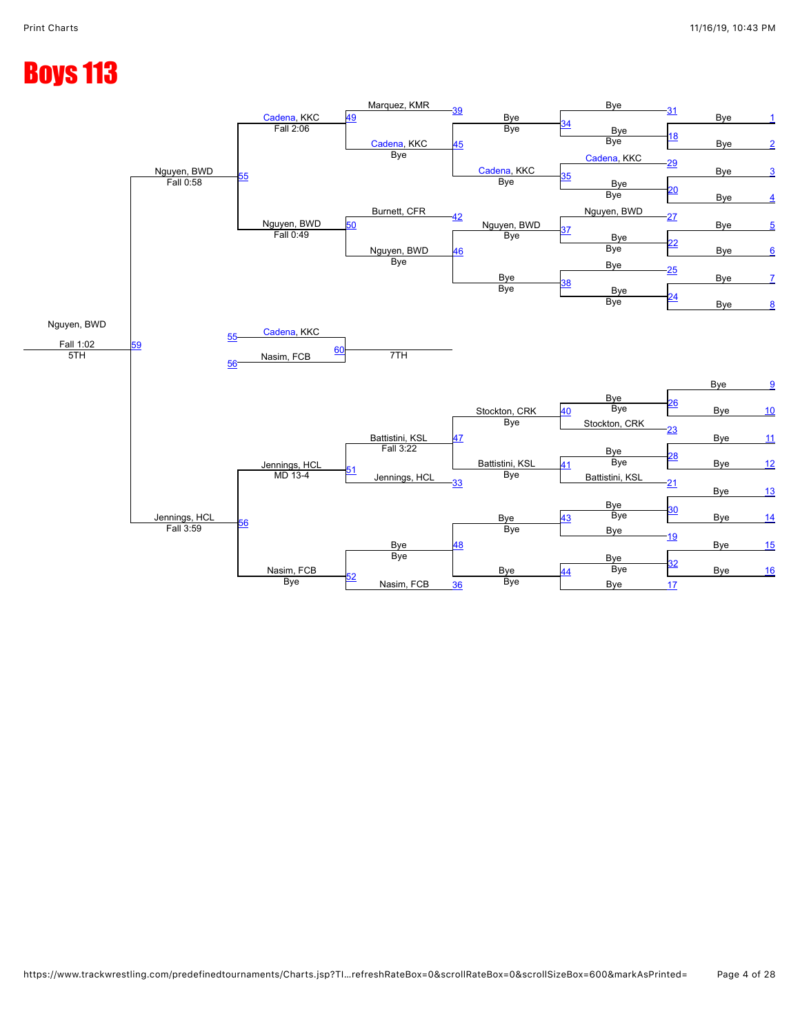# Boys 113

**Consolation bracket**

| Match | Wrestler | Result |
|---|---|---|
| 1 | Bye | |
| 2 | Bye | |
| 3 | Bye | |
| 4 | Bye | |
| 5 | Bye | |
| 6 | Bye | |
| 7 | Bye | |
| 8 | Bye | |
| 9 | Bye | |
| 10 | Bye | |
| 11 | Bye | |
| 12 | Bye | |
| 13 | Bye | |
| 14 | Bye | |
| 15 | Bye | |
| 16 | Bye | |
| 31 | Bye | |
| 18 | Bye | Bye |
| 29 | Cadena, KKC | |
| 20 | Bye | Bye |
| 27 | Nguyen, BWD | |
| 22 | Bye | Bye |
| 25 | Bye | |
| 24 | Bye | Bye |
| 26 | Bye | Bye |
| 23 | Stockton, CRK | |
| 28 | Bye | Bye |
| 21 | Battistini, KSL | |
| 30 | Bye | Bye |
| 19 | Bye | |
| 32 | Bye | Bye |
| 17 | Bye | |
| 34 | Bye | Bye |
| 35 | Cadena, KKC | Bye |
| 37 | Nguyen, BWD | Bye |
| 38 | Bye | Bye |
| 40 | Stockton, CRK | Bye |
| 41 | Battistini, KSL | Bye |
| 43 | Bye | Bye |
| 44 | Bye | Bye |
| 39 | Marquez, KMR | |
| 45 | Cadena, KKC | Bye |
| 42 | Burnett, CFR | |
| 46 | Nguyen, BWD | Bye |
| 47 | Battistini, KSL | Fall 3:22 |
| 33 | Jennings, HCL | |
| 48 | Bye | Bye |
| 36 | Nasim, FCB | |
| 49 | Cadena, KKC | Fall 2:06 |
| 50 | Nguyen, BWD | Fall 0:49 |
| 51 | Jennings, HCL | MD 13-4 |
| 52 | Nasim, FCB | Bye |
| 55 | Nguyen, BWD | Fall 0:58 |
| 56 | Jennings, HCL | Fall 3:59 |
| 59 | Nguyen, BWD | Fall 1:02 — 5TH |

**7th place match**

| Match | Wrestler |
|---|---|
| 55 | Cadena, KKC |
| 56 | Nasim, FCB |
| 60 | 7TH |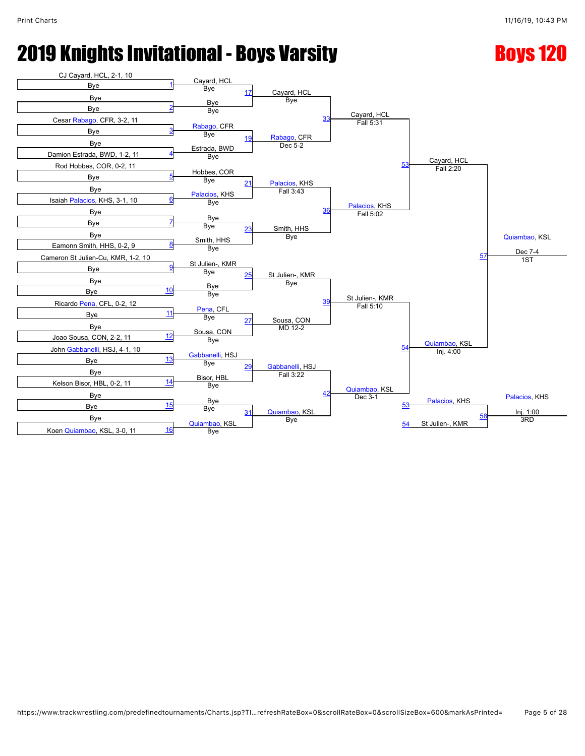# 2019 Knights Invitational - Boys Varsity

## Boys 120

### Round 1 (Bouts 1–16)

| Bout | Top | Bottom | Winner | Result |
|---|---|---|---|---|
| 1 | CJ Cayard, HCL, 2-1, 10 | Bye | Cayard, HCL | Bye |
| 2 | Bye | Bye | Bye | Bye |
| 3 | Cesar Rabago, CFR, 3-2, 11 | Bye | Rabago, CFR | Bye |
| 4 | Bye | Damion Estrada, BWD, 1-2, 11 | Estrada, BWD | Bye |
| 5 | Rod Hobbes, COR, 0-2, 11 | Bye | Hobbes, COR | Bye |
| 6 | Bye | Isaiah Palacios, KHS, 3-1, 10 | Palacios, KHS | Bye |
| 7 | Bye | Bye | Bye | Bye |
| 8 | Bye | Eamonn Smith, HHS, 0-2, 9 | Smith, HHS | Bye |
| 9 | Cameron St Julien-Cu, KMR, 1-2, 10 | Bye | St Julien-, KMR | Bye |
| 10 | Bye | Bye | Bye | Bye |
| 11 | Ricardo Pena, CFL, 0-2, 12 | Bye | Pena, CFL | Bye |
| 12 | Bye | Joao Sousa, CON, 2-2, 11 | Sousa, CON | Bye |
| 13 | John Gabbanelli, HSJ, 4-1, 10 | Bye | Gabbanelli, HSJ | Bye |
| 14 | Bye | Kelson Bisor, HBL, 0-2, 11 | Bisor, HBL | Bye |
| 15 | Bye | Bye | Bye | Bye |
| 16 | Bye | Koen Quiambao, KSL, 3-0, 11 | Quiambao, KSL | Bye |

### Round 2

| Bout | Winner | Result |
|---|---|---|
| 17 | Cayard, HCL | Bye |
| 19 | Rabago, CFR | Dec 5-2 |
| 21 | Palacios, KHS | Fall 3:43 |
| 23 | Smith, HHS | Bye |
| 25 | St Julien-, KMR | Bye |
| 27 | Sousa, CON | MD 12-2 |
| 29 | Gabbanelli, HSJ | Fall 3:22 |
| 31 | Quiambao, KSL | Bye |

### Quarterfinals

| Bout | Winner | Result |
|---|---|---|
| 33 | Cayard, HCL | Fall 5:31 |
| 36 | Palacios, KHS | Fall 5:02 |
| 39 | St Julien-, KMR | Fall 5:10 |
| 42 | Quiambao, KSL | Dec 3-1 |

### Semifinals

| Bout | Winner | Result |
|---|---|---|
| 53 | Cayard, HCL | Fall 2:20 |
| 54 | Quiambao, KSL | Inj. 4:00 |

### Final

| Bout | Winner | Result | Place |
|---|---|---|---|
| 57 | Quiambao, KSL | Dec 7-4 | 1ST |

### 3rd Place

| Bout | Top | Bottom | Winner | Result | Place |
|---|---|---|---|---|---|
| 58 | Palacios, KHS (53) | St Julien-, KMR (54) | Palacios, KHS | Inj. 1:00 | 3RD |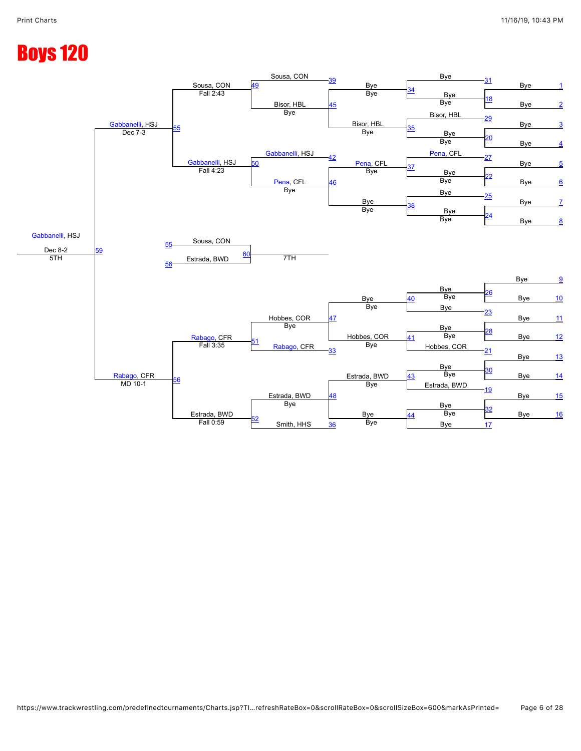# Boys 120

## Consolation Bracket

### Round 1 (Matches 1–16)

| Match | Wrestler |
| --- | --- |
| 1 | Bye |
| 2 | Bye |
| 3 | Bye |
| 4 | Bye |
| 5 | Bye |
| 6 | Bye |
| 7 | Bye |
| 8 | Bye |
| 9 | Bye |
| 10 | Bye |
| 11 | Bye |
| 12 | Bye |
| 13 | Bye |
| 14 | Bye |
| 15 | Bye |
| 16 | Bye |

### Round 2

| Match | Wrestlers | Winner |
| --- | --- | --- |
| 18 | Bye vs Bye | Bye |
| 20 | Bye vs Bye | Bye |
| 22 | Bye vs Bye | Bye |
| 24 | Bye vs Bye | Bye |
| 26 | Bye vs Bye | Bye |
| 28 | Bye vs Bye | Bye |
| 30 | Bye vs Bye | Bye |
| 32 | Bye vs Bye | Bye |

### Round 3

| Match | Wrestlers | Winner |
| --- | --- | --- |
| 34 | Bye (31) vs Bye | Bye |
| 35 | Bisor, HBL (29) vs Bye | Bisor, HBL |
| 37 | Pena, CFL (27) vs Bye | Pena, CFL |
| 38 | Bye (25) vs Bye | Bye |
| 40 | Bye vs Bye (23) | Bye |
| 41 | Bye vs Hobbes, COR (21) | Hobbes, COR |
| 43 | Bye vs Estrada, BWD (19) | Estrada, BWD |
| 44 | Bye vs Bye (17) | Bye |

### Round 4

| Match | Wrestlers | Winner |
| --- | --- | --- |
| 45 | Bye vs Bisor, HBL | Bisor, HBL – Bye |
| 46 | Pena, CFL vs Bye | Pena, CFL – Bye |
| 47 | Bye vs Hobbes, COR | Hobbes, COR – Bye |
| 48 | Estrada, BWD vs Bye | Estrada, BWD – Bye |

### Round 5

| Match | Wrestlers | Winner |
| --- | --- | --- |
| 49 | Sousa, CON (39) vs Bisor, HBL | Sousa, CON – Fall 2:43 |
| 50 | Gabbanelli, HSJ (42) vs Pena, CFL | Gabbanelli, HSJ – Fall 4:23 |
| 51 | Hobbes, COR vs Rabago, CFR (33) | Rabago, CFR – Fall 3:35 |
| 52 | Estrada, BWD vs Smith, HHS (36) | Estrada, BWD – Fall 0:59 |

### Round 6

| Match | Wrestlers | Winner |
| --- | --- | --- |
| 55 | Sousa, CON vs Gabbanelli, HSJ | Gabbanelli, HSJ – Dec 7-3 |
| 56 | Rabago, CFR vs Estrada, BWD | Rabago, CFR – MD 10-1 |

### 5th Place

| Match | Wrestlers | Winner |
| --- | --- | --- |
| 59 | Gabbanelli, HSJ vs Rabago, CFR | Gabbanelli, HSJ – Dec 8-2 – 5TH |

### 7th Place

| Match | Wrestlers | Result |
| --- | --- | --- |
| 60 | Sousa, CON (55) vs Estrada, BWD (56) | 7TH |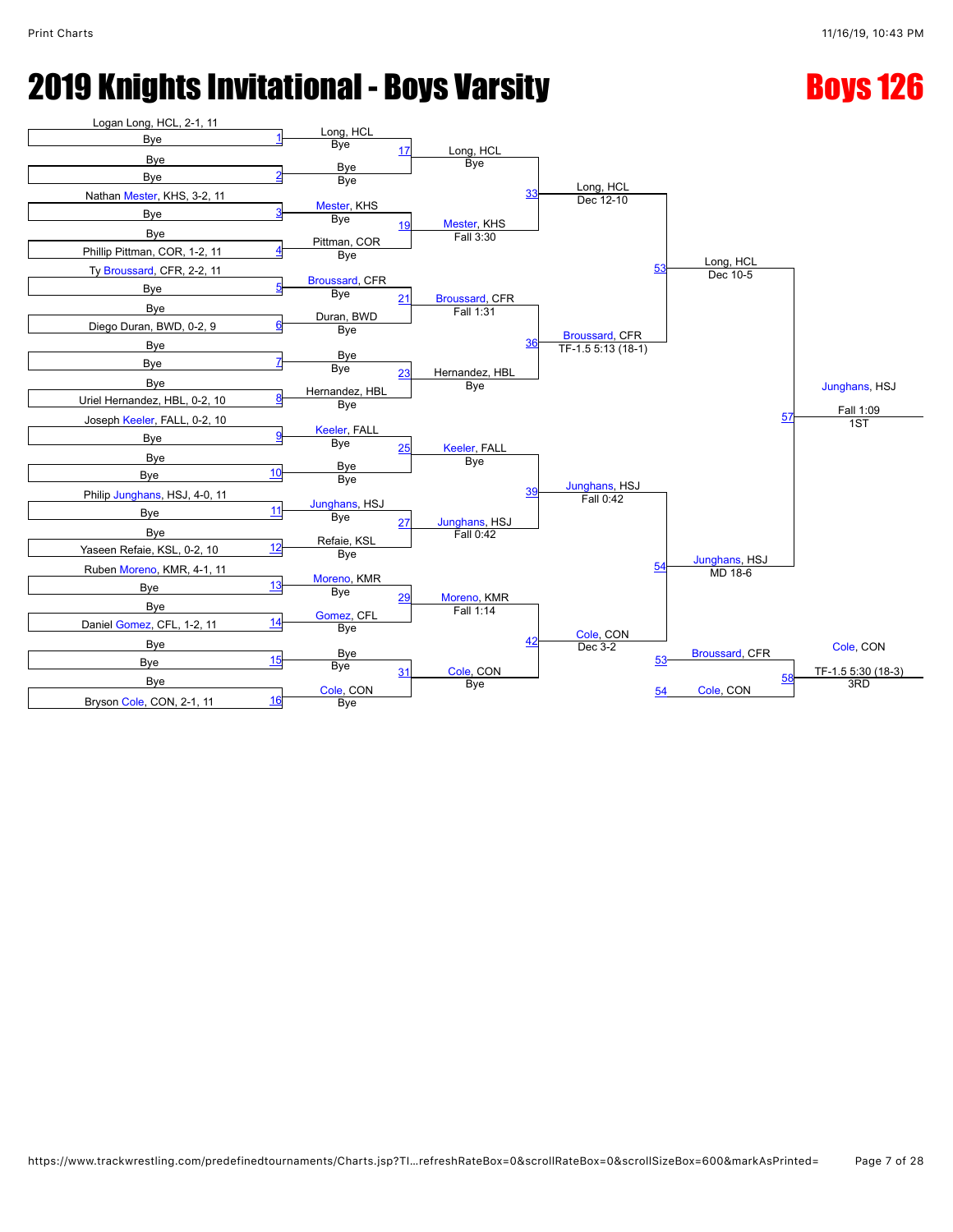# 2019 Knights Invitational - Boys Varsity

## Boys 126

### First Round (Bouts 1–16)

| Bout | Wrestler 1 | Wrestler 2 | Winner | Result |
|---|---|---|---|---|
| 1 | Logan Long, HCL, 2-1, 11 | Bye | Long, HCL | Bye |
| 2 | Bye | Bye | Bye | Bye |
| 3 | Nathan Mester, KHS, 3-2, 11 | Bye | Mester, KHS | Bye |
| 4 | Bye | Phillip Pittman, COR, 1-2, 11 | Pittman, COR | Bye |
| 5 | Ty Broussard, CFR, 2-2, 11 | Bye | Broussard, CFR | Bye |
| 6 | Bye | Diego Duran, BWD, 0-2, 9 | Duran, BWD | Bye |
| 7 | Bye | Bye | Bye | Bye |
| 8 | Bye | Uriel Hernandez, HBL, 0-2, 10 | Hernandez, HBL | Bye |
| 9 | Joseph Keeler, FALL, 0-2, 10 | Bye | Keeler, FALL | Bye |
| 10 | Bye | Bye | Bye | Bye |
| 11 | Philip Junghans, HSJ, 4-0, 11 | Bye | Junghans, HSJ | Bye |
| 12 | Bye | Yaseen Refaie, KSL, 0-2, 10 | Refaie, KSL | Bye |
| 13 | Ruben Moreno, KMR, 4-1, 11 | Bye | Moreno, KMR | Bye |
| 14 | Bye | Daniel Gomez, CFL, 1-2, 11 | Gomez, CFL | Bye |
| 15 | Bye | Bye | Bye | Bye |
| 16 | Bye | Bryson Cole, CON, 2-1, 11 | Cole, CON | Bye |

### Second Round (Bouts 17–31)

| Bout | Winner | Result |
|---|---|---|
| 17 | Long, HCL | Bye |
| 19 | Mester, KHS | Fall 3:30 |
| 21 | Broussard, CFR | Fall 1:31 |
| 23 | Hernandez, HBL | Bye |
| 25 | Keeler, FALL | Bye |
| 27 | Junghans, HSJ | Fall 0:42 |
| 29 | Moreno, KMR | Fall 1:14 |
| 31 | Cole, CON | Bye |

### Quarterfinals (Bouts 33–42)

| Bout | Winner | Result |
|---|---|---|
| 33 | Long, HCL | Dec 12-10 |
| 36 | Broussard, CFR | TF-1.5 5:13 (18-1) |
| 39 | Junghans, HSJ | Fall 0:42 |
| 42 | Cole, CON | Dec 3-2 |

### Semifinals (Bouts 53–54)

| Bout | Winner | Result |
|---|---|---|
| 53 | Long, HCL | Dec 10-5 |
| 54 | Junghans, HSJ | MD 18-6 |

### Finals

| Bout | Winner | Result | Place |
|---|---|---|---|
| 57 | Junghans, HSJ | Fall 1:09 | 1ST |

### 3rd Place

| Bout | Wrestler 1 | Wrestler 2 | Winner | Result | Place |
|---|---|---|---|---|---|
| 58 | Broussard, CFR (53) | Cole, CON (54) | Cole, CON | TF-1.5 5:30 (18-3) | 3RD |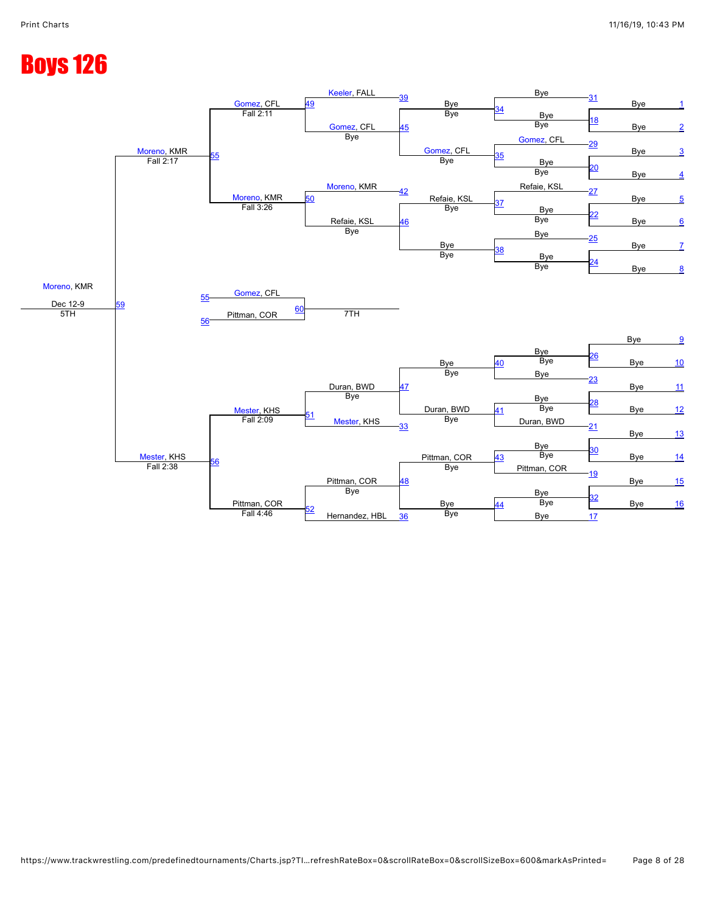# Boys 126

## Consolation Bracket

| Round | Bout | Wrestler 1 | Wrestler 2 | Winner / Result |
|---|---|---|---|---|
| 1 | 1 | Bye | Bye | |
| 1 | 2 | Bye | Bye | |
| 1 | 3 | Bye | Bye | |
| 1 | 4 | Bye | Bye | |
| 1 | 5 | Bye | Bye | |
| 1 | 6 | Bye | Bye | |
| 1 | 7 | Bye | Bye | |
| 1 | 8 | Bye | Bye | |
| 1 | 9 | Bye | Bye | |
| 1 | 10 | Bye | Bye | |
| 1 | 11 | Bye | Bye | |
| 1 | 12 | Bye | Bye | |
| 1 | 13 | Bye | Bye | |
| 1 | 14 | Bye | Bye | |
| 1 | 15 | Bye | Bye | |
| 1 | 16 | Bye | Bye | |
| 2 | 31 / 18 | Bye | Bye | Bye / Bye (34) |
| 2 | 29 / 20 | Gomez, CFL | Bye | Bye / Bye (35) |
| 2 | 27 / 22 | Refaie, KSL | Bye | Bye / Bye (37) |
| 2 | 25 / 24 | Bye | Bye | Bye / Bye (38) |
| 2 | 26 / 23 | Bye | Bye | Bye / Bye (40) |
| 2 | 28 / 21 | Bye | Bye | Duran, BWD (41) |
| 2 | 30 / 19 | Bye | Bye | Pittman, COR (43) |
| 2 | 32 / 17 | Bye | Bye | Bye (44) |
| 3 | 34 | Bye | Bye | Bye |
| 3 | 35 | Gomez, CFL | Bye | Gomez, CFL |
| 3 | 37 | Refaie, KSL | Bye | Refaie, KSL |
| 3 | 38 | Bye | Bye | Bye |
| 3 | 40 | Bye | Bye | Bye |
| 3 | 41 | Duran, BWD | Bye | Duran, BWD |
| 3 | 43 | Pittman, COR | Bye | Pittman, COR |
| 3 | 44 | Bye | Bye | Bye |
| 4 | 45 | Bye | Gomez, CFL | Gomez, CFL – Bye |
| 4 | 46 | Refaie, KSL | Bye | Refaie, KSL – Bye |
| 4 | 47 | Bye | Duran, BWD | Duran, BWD – Bye |
| 4 | 48 | Pittman, COR | Bye | Pittman, COR – Bye |
| 5 | 49 | Keeler, FALL (39) | Gomez, CFL (45) | Gomez, CFL – Fall 2:11 |
| 5 | 50 | Moreno, KMR (42) | Refaie, KSL (46) | Moreno, KMR – Fall 3:26 |
| 5 | 51 | Duran, BWD (47) | Mester, KHS (33) | Mester, KHS – Fall 2:09 |
| 5 | 52 | Pittman, COR (48) | Hernandez, HBL (36) | Pittman, COR – Fall 4:46 |
| 6 | 55 | Gomez, CFL | Moreno, KMR | Moreno, KMR – Fall 2:17 |
| 6 | 56 | Mester, KHS | Pittman, COR | Mester, KHS – Fall 2:38 |
| 5TH | 59 | Moreno, KMR | Mester, KHS | Moreno, KMR – Dec 12-9 |
| 7TH | 60 | Gomez, CFL (55) | Pittman, COR (56) | |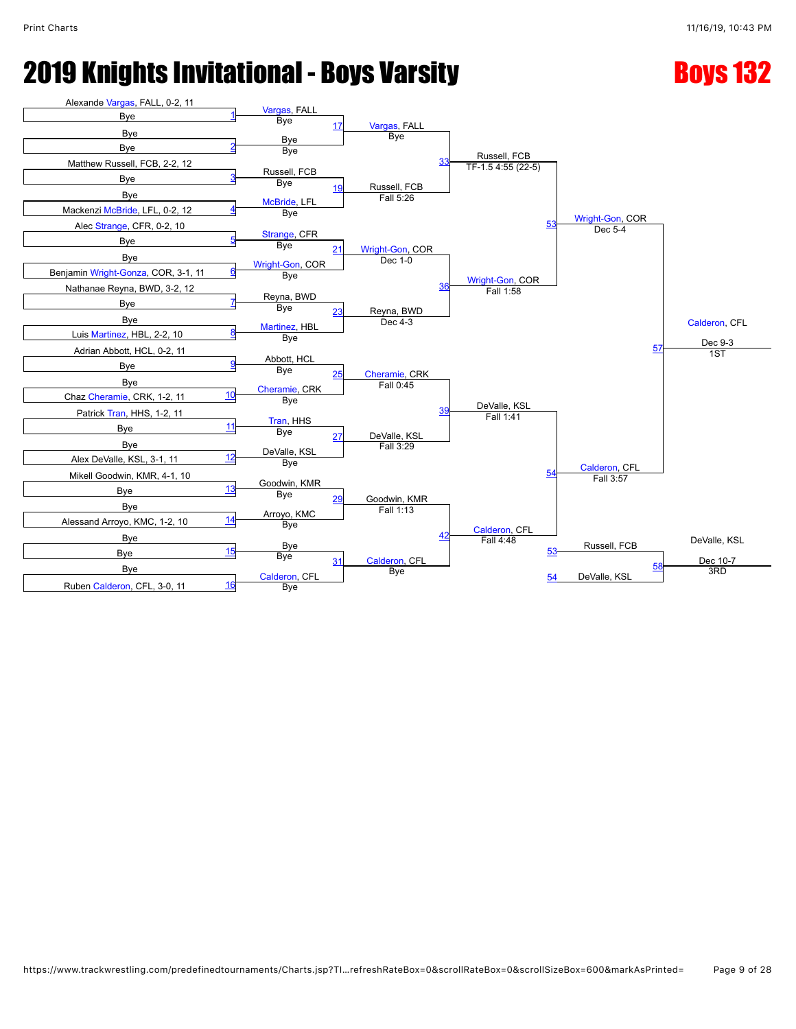# 2019 Knights Invitational - Boys Varsity

## Boys 132

### Round 1 (First Round)

| Bout | Wrestler 1 | Wrestler 2 | Winner | Result |
|---|---|---|---|---|
| 1 | Alexande Vargas, FALL, 0-2, 11 | Bye | Vargas, FALL | Bye |
| 2 | Bye | Bye | Bye | Bye |
| 3 | Matthew Russell, FCB, 2-2, 12 | Bye | Russell, FCB | Bye |
| 4 | Bye | Mackenzi McBride, LFL, 0-2, 12 | McBride, LFL | Bye |
| 5 | Alec Strange, CFR, 0-2, 10 | Bye | Strange, CFR | Bye |
| 6 | Bye | Benjamin Wright-Gonza, COR, 3-1, 11 | Wright-Gon, COR | Bye |
| 7 | Nathanae Reyna, BWD, 3-2, 12 | Bye | Reyna, BWD | Bye |
| 8 | Bye | Luis Martinez, HBL, 2-2, 10 | Martinez, HBL | Bye |
| 9 | Adrian Abbott, HCL, 0-2, 11 | Bye | Abbott, HCL | Bye |
| 10 | Bye | Chaz Cheramie, CRK, 1-2, 11 | Cheramie, CRK | Bye |
| 11 | Patrick Tran, HHS, 1-2, 11 | Bye | Tran, HHS | Bye |
| 12 | Bye | Alex DeValle, KSL, 3-1, 11 | DeValle, KSL | Bye |
| 13 | Mikell Goodwin, KMR, 4-1, 10 | Bye | Goodwin, KMR | Bye |
| 14 | Bye | Alessand Arroyo, KMC, 1-2, 10 | Arroyo, KMC | Bye |
| 15 | Bye | Bye | Bye | Bye |
| 16 | Bye | Ruben Calderon, CFL, 3-0, 11 | Calderon, CFL | Bye |

### Round 2

| Bout | Winner | Result |
|---|---|---|
| 17 | Vargas, FALL | Bye |
| 19 | Russell, FCB | Fall 5:26 |
| 21 | Wright-Gon, COR | Dec 1-0 |
| 23 | Reyna, BWD | Dec 4-3 |
| 25 | Cheramie, CRK | Fall 0:45 |
| 27 | DeValle, KSL | Fall 3:29 |
| 29 | Goodwin, KMR | Fall 1:13 |
| 31 | Calderon, CFL | Bye |

### Quarterfinals

| Bout | Winner | Result |
|---|---|---|
| 33 | Russell, FCB | TF-1.5 4:55 (22-5) |
| 36 | Wright-Gon, COR | Fall 1:58 |
| 39 | DeValle, KSL | Fall 1:41 |
| 42 | Calderon, CFL | Fall 4:48 |

### Semifinals

| Bout | Winner | Result |
|---|---|---|
| 53 | Wright-Gon, COR | Dec 5-4 |
| 54 | Calderon, CFL | Fall 3:57 |

### Finals

| Bout | Winner | Result | Place |
|---|---|---|---|
| 57 | Calderon, CFL | Dec 9-3 | 1ST |

### 3rd Place

| Bout | Wrestler 1 | Wrestler 2 | Winner | Result | Place |
|---|---|---|---|---|---|
| 58 | Russell, FCB (L53) | DeValle, KSL (L54) | DeValle, KSL | Dec 10-7 | 3RD |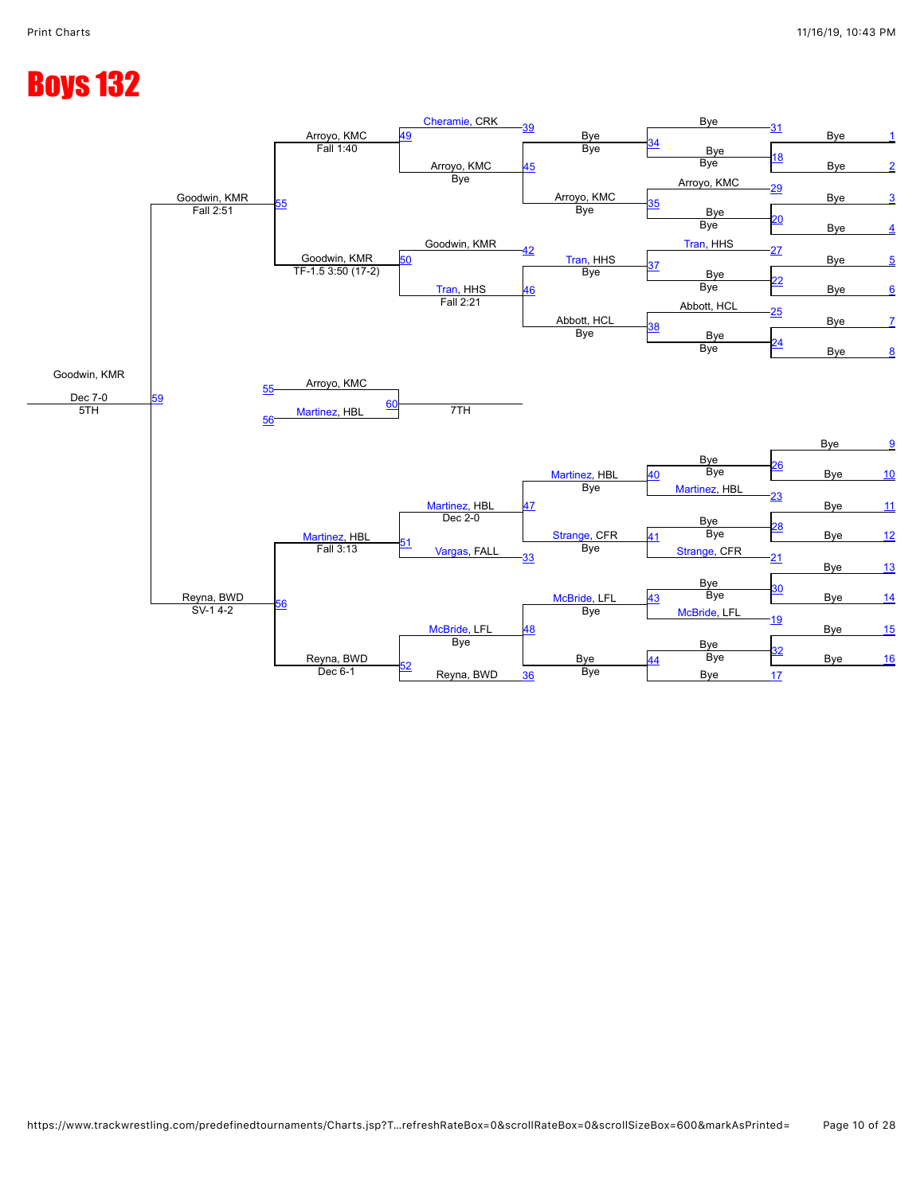# Boys 132

**Consolation bracket**

| Bout | Wrestler 1 | Wrestler 2 | Winner | Result |
|---|---|---|---|---|
| 31 | Bye | Bye | Bye | |
| 18 | Bye | Bye | Bye | |
| 29 | Arroyo, KMC | Bye | Arroyo, KMC | Bye |
| 20 | Bye | Bye | Bye | |
| 27 | Tran, HHS | Bye | Tran, HHS | Bye |
| 22 | Bye | Bye | Bye | |
| 25 | Abbott, HCL | Bye | Abbott, HCL | Bye |
| 24 | Bye | Bye | Bye | |
| 34 | Bye | Bye | Bye | Bye |
| 35 | Arroyo, KMC | Bye | Arroyo, KMC | Bye |
| 37 | Tran, HHS | Bye | Tran, HHS | Bye |
| 38 | Abbott, HCL | Bye | Abbott, HCL | Bye |
| 39 | Cheramie, CRK | Bye | | |
| 45 | Arroyo, KMC | | Arroyo, KMC | Bye |
| 42 | Goodwin, KMR | | | |
| 46 | Tran, HHS | | Tran, HHS | Fall 2:21 |
| 49 | Cheramie, CRK | Arroyo, KMC | Arroyo, KMC | Fall 1:40 |
| 50 | Goodwin, KMR | Tran, HHS | Goodwin, KMR | TF-1.5 3:50 (17-2) |
| 55 | Arroyo, KMC | Goodwin, KMR | Goodwin, KMR | Fall 2:51 |
| 26 | Bye | Bye | Bye | |
| 23 | Martinez, HBL | Bye | Martinez, HBL | |
| 28 | Bye | Bye | Bye | |
| 21 | Strange, CFR | Bye | Strange, CFR | |
| 30 | Bye | Bye | Bye | |
| 19 | McBride, LFL | Bye | McBride, LFL | |
| 32 | Bye | Bye | Bye | |
| 17 | Bye | | Bye | |
| 40 | Bye | Martinez, HBL | Martinez, HBL | Bye |
| 41 | Bye | Strange, CFR | Strange, CFR | Bye |
| 43 | Bye | McBride, LFL | McBride, LFL | Bye |
| 44 | Bye | Bye | Bye | Bye |
| 47 | Martinez, HBL | Strange, CFR | Martinez, HBL | Dec 2-0 |
| 33 | Vargas, FALL | | | |
| 48 | McBride, LFL | Bye | McBride, LFL | Bye |
| 36 | Reyna, BWD | | | |
| 51 | Martinez, HBL | Vargas, FALL | Martinez, HBL | Fall 3:13 |
| 52 | McBride, LFL | Reyna, BWD | Reyna, BWD | Dec 6-1 |
| 56 | Martinez, HBL | Reyna, BWD | Reyna, BWD | SV-1 4-2 |
| 59 | Goodwin, KMR | Reyna, BWD | Goodwin, KMR | Dec 7-0 (5TH) |
| 60 | Arroyo, KMC | Martinez, HBL | | 7TH |

Seed lines 1–16: Bye

https://www.trackwrestling.com/predefinedtournaments/Charts.jsp?T...refreshRateBox=0&scrollRateBox=0&scrollSizeBox=600&markAsPrinted=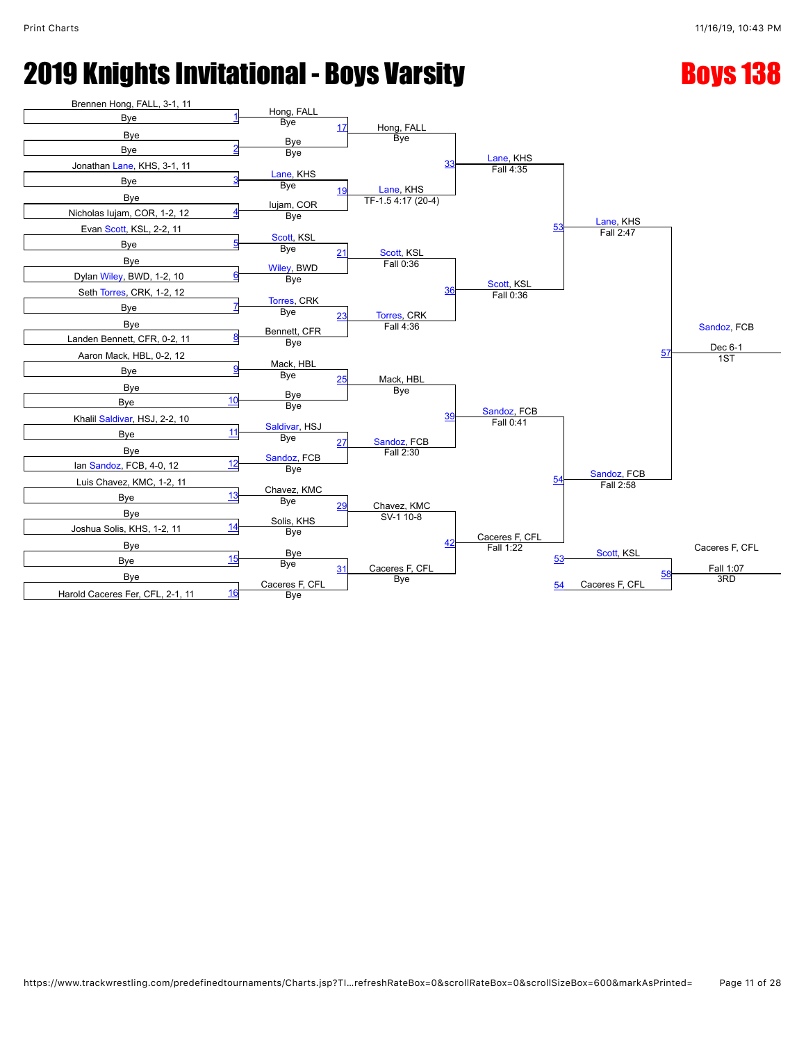# 2019 Knights Invitational - Boys Varsity

## Boys 138

### First Round

| Bout | Top | Bottom | Winner | Result |
|---|---|---|---|---|
| 1 | Brennen Hong, FALL, 3-1, 11 | Bye | Hong, FALL | Bye |
| 2 | Bye | Bye | Bye | Bye |
| 3 | Jonathan Lane, KHS, 3-1, 11 | Bye | Lane, KHS | Bye |
| 4 | Bye | Nicholas Iujam, COR, 1-2, 12 | Iujam, COR | Bye |
| 5 | Evan Scott, KSL, 2-2, 11 | Bye | Scott, KSL | Bye |
| 6 | Bye | Dylan Wiley, BWD, 1-2, 10 | Wiley, BWD | Bye |
| 7 | Seth Torres, CRK, 1-2, 12 | Bye | Torres, CRK | Bye |
| 8 | Bye | Landen Bennett, CFR, 0-2, 11 | Bennett, CFR | Bye |
| 9 | Aaron Mack, HBL, 0-2, 12 | Bye | Mack, HBL | Bye |
| 10 | Bye | Bye | Bye | Bye |
| 11 | Khalil Saldivar, HSJ, 2-2, 10 | Bye | Saldivar, HSJ | Bye |
| 12 | Bye | Ian Sandoz, FCB, 4-0, 12 | Sandoz, FCB | Bye |
| 13 | Luis Chavez, KMC, 1-2, 11 | Bye | Chavez, KMC | Bye |
| 14 | Bye | Joshua Solis, KHS, 1-2, 11 | Solis, KHS | Bye |
| 15 | Bye | Bye | Bye | Bye |
| 16 | Bye | Harold Caceres Fer, CFL, 2-1, 11 | Caceres F, CFL | Bye |

### Second Round

| Bout | Winner | Result |
|---|---|---|
| 17 | Hong, FALL | Bye |
| 19 | Lane, KHS | TF-1.5 4:17 (20-4) |
| 21 | Scott, KSL | Fall 0:36 |
| 23 | Torres, CRK | Fall 4:36 |
| 25 | Mack, HBL | Bye |
| 27 | Sandoz, FCB | Fall 2:30 |
| 29 | Chavez, KMC | SV-1 10-8 |
| 31 | Caceres F, CFL | Bye |

### Quarterfinals

| Bout | Winner | Result |
|---|---|---|
| 33 | Lane, KHS | Fall 4:35 |
| 36 | Scott, KSL | Fall 0:36 |
| 39 | Sandoz, FCB | Fall 0:41 |
| 42 | Caceres F, CFL | Fall 1:22 |

### Semifinals

| Bout | Winner | Result |
|---|---|---|
| 53 | Lane, KHS | Fall 2:47 |
| 54 | Sandoz, FCB | Fall 2:58 |

### Finals

| Bout | Winner | Result | Place |
|---|---|---|---|
| 57 | Sandoz, FCB | Dec 6-1 | 1ST |

### 3rd Place

| Bout | Top | Bottom | Winner | Result | Place |
|---|---|---|---|---|---|
| 58 | Scott, KSL (53) | Caceres F, CFL (54) | Caceres F, CFL | Fall 1:07 | 3RD |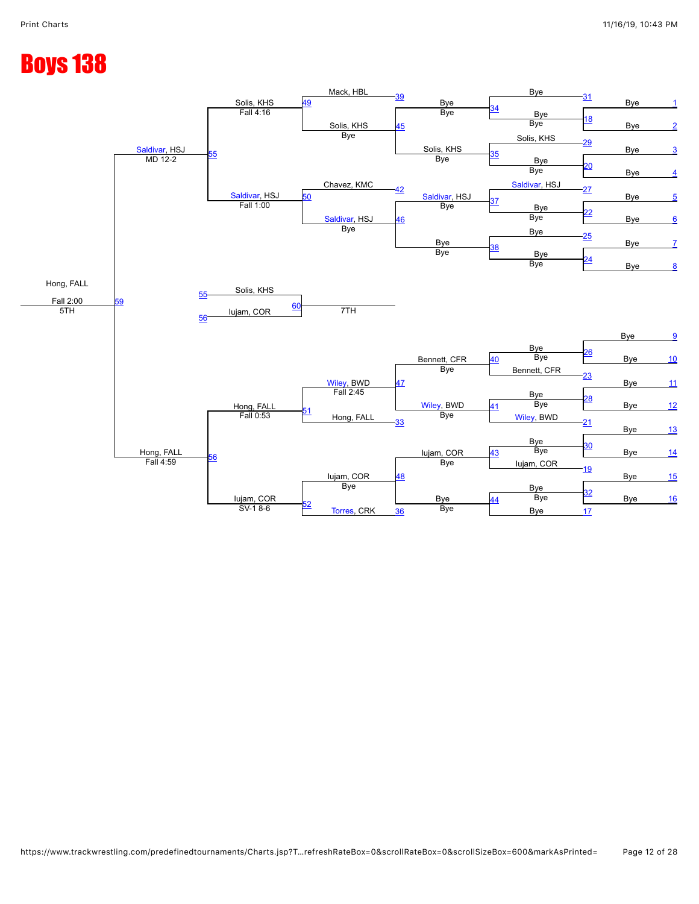# Boys 138

**Consolation Bracket**

**First round (bouts 1–16):** All Bye

**Bouts 17–32:**

| Bout | Top | Bottom |
| --- | --- | --- |
| 31 | Bye | |
| 18 | Bye | Bye |
| 29 | Solis, KHS | |
| 20 | Bye | Bye |
| 27 | Saldivar, HSJ | |
| 22 | Bye | Bye |
| 25 | Bye | |
| 24 | Bye | Bye |
| 26 | Bye | Bye |
| 23 | Bennett, CFR | |
| 28 | Bye | Bye |
| 21 | Wiley, BWD | |
| 30 | Bye | Bye |
| 19 | Iujam, COR | |
| 32 | Bye | Bye |
| 17 | Bye | |

**Bouts 33–44:**

| Bout | Winner | Result |
| --- | --- | --- |
| 39 | Mack, HBL | |
| 34 | Bye | Bye |
| 45 | Solis, KHS | Bye |
| 35 | Solis, KHS | Bye |
| 42 | Chavez, KMC | |
| 37 | Saldivar, HSJ | Bye |
| 46 | Saldivar, HSJ | Bye |
| 38 | Bye | Bye |
| 40 | Bennett, CFR | Bye |
| 47 | Wiley, BWD | Fall 2:45 |
| 41 | Wiley, BWD | Bye |
| 33 | Hong, FALL | |
| 43 | Iujam, COR | Bye |
| 48 | Iujam, COR | Bye |
| 44 | Bye | Bye |
| 36 | Torres, CRK | |

**Bouts 49–52:**

| Bout | Winner | Result |
| --- | --- | --- |
| 49 | Solis, KHS | Fall 4:16 |
| 50 | Saldivar, HSJ | Fall 1:00 |
| 51 | Hong, FALL | Fall 0:53 |
| 52 | Iujam, COR | SV-1 8-6 |

**Bouts 55–56:**

| Bout | Winner | Result |
| --- | --- | --- |
| 55 | Saldivar, HSJ | MD 12-2 |
| 56 | Hong, FALL | Fall 4:59 |

**5th Place (Bout 59):** Hong, FALL — Fall 2:00 — 5TH

**7th Place (Bout 60):** Solis, KHS (55) vs. Iujam, COR (56) — 7TH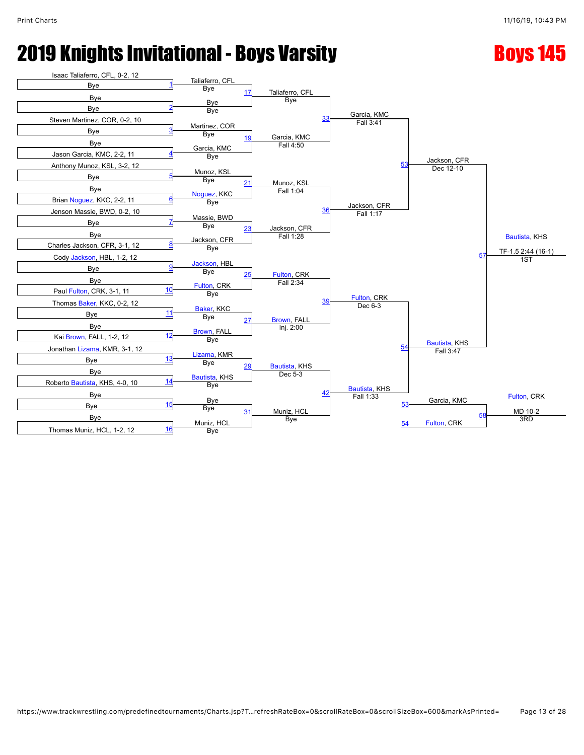# 2019 Knights Invitational - Boys Varsity

## Boys 145

### First Round (Seeds)

| Bout | Wrestler | Opponent |
|---|---|---|
| 1 | Isaac Taliaferro, CFL, 0-2, 12 | Bye |
| 2 | Bye | Bye |
| 3 | Steven Martinez, COR, 0-2, 10 | Bye |
| 4 | Bye | Jason Garcia, KMC, 2-2, 11 |
| 5 | Anthony Munoz, KSL, 3-2, 12 | Bye |
| 6 | Bye | Brian Noguez, KKC, 2-2, 11 |
| 7 | Jenson Massie, BWD, 0-2, 10 | Bye |
| 8 | Bye | Charles Jackson, CFR, 3-1, 12 |
| 9 | Cody Jackson, HBL, 1-2, 12 | Bye |
| 10 | Bye | Paul Fulton, CRK, 3-1, 11 |
| 11 | Thomas Baker, KKC, 0-2, 12 | Bye |
| 12 | Bye | Kai Brown, FALL, 1-2, 12 |
| 13 | Jonathan Lizama, KMR, 3-1, 12 | Bye |
| 14 | Bye | Roberto Bautista, KHS, 4-0, 10 |
| 15 | Bye | Bye |
| 16 | Bye | Thomas Muniz, HCL, 1-2, 12 |

### Second Round

| Bout | Wrestler | Opponent | Winner | Result |
|---|---|---|---|---|
| 17 | Taliaferro, CFL | Bye | Taliaferro, CFL | Bye |
| 19 | Martinez, COR | Garcia, KMC | Garcia, KMC | Fall 4:50 |
| 21 | Munoz, KSL | Noguez, KKC | Munoz, KSL | Fall 1:04 |
| 23 | Massie, BWD | Jackson, CFR | Jackson, CFR | Fall 1:28 |
| 25 | Jackson, HBL | Fulton, CRK | Fulton, CRK | Fall 2:34 |
| 27 | Baker, KKC | Brown, FALL | Brown, FALL | Inj. 2:00 |
| 29 | Lizama, KMR | Bautista, KHS | Bautista, KHS | Dec 5-3 |
| 31 | Bye | Muniz, HCL | Muniz, HCL | Bye |

### Quarterfinals

| Bout | Winner | Result |
|---|---|---|
| 33 | Garcia, KMC | Fall 3:41 |
| 36 | Jackson, CFR | Fall 1:17 |
| 39 | Fulton, CRK | Dec 6-3 |
| 42 | Bautista, KHS | Fall 1:33 |

### Semifinals

| Bout | Winner | Result |
|---|---|---|
| 53 | Jackson, CFR | Dec 12-10 |
| 54 | Bautista, KHS | Fall 3:47 |

### Finals

| Bout | Place | Winner | Result |
|---|---|---|---|
| 57 | 1ST | Bautista, KHS | TF-1.5 2:44 (16-1) |
| 58 | 3RD | Fulton, CRK (over Garcia, KMC) | MD 10-2 |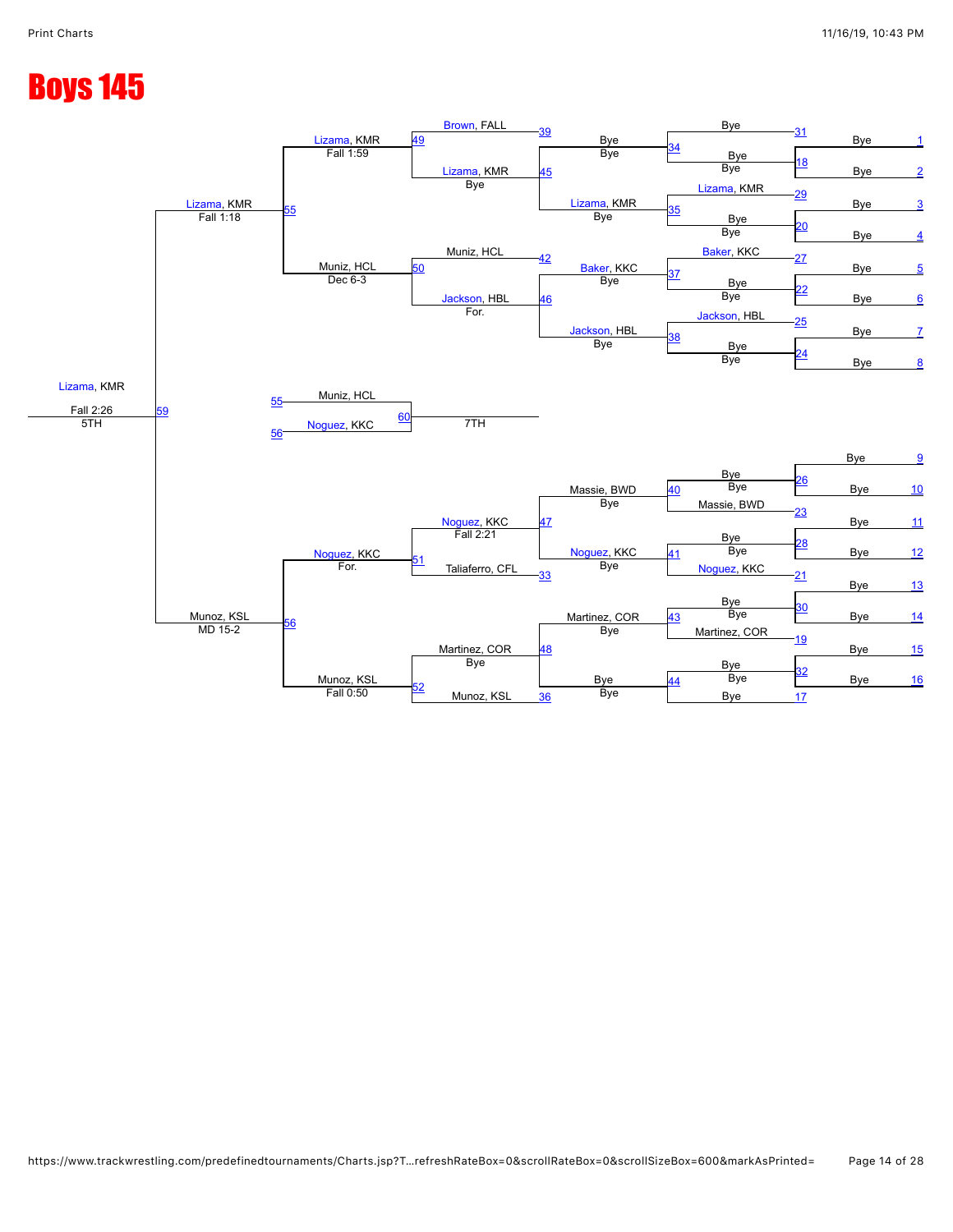# Boys 145

**Consolation Bracket**

| Match | Wrestler 1 | Wrestler 2 | Winner | Result |
|---|---|---|---|---|
| 1 | Bye | Bye | | |
| 2 | Bye | Bye | | |
| 3 | Bye | Bye | | |
| 4 | Bye | Bye | | |
| 5 | Bye | Bye | | |
| 6 | Bye | Bye | | |
| 7 | Bye | Bye | | |
| 8 | Bye | Bye | | |
| 9 | Bye | Bye | | |
| 10 | Bye | Bye | | |
| 11 | Bye | Bye | | |
| 12 | Bye | Bye | | |
| 13 | Bye | Bye | | |
| 14 | Bye | Bye | | |
| 15 | Bye | Bye | | |
| 16 | Bye | Bye | | |
| 18 | Bye | Bye | Bye | |
| 20 | Bye | Bye | Bye | |
| 22 | Bye | Bye | Bye | |
| 24 | Bye | Bye | Bye | |
| 26 | Bye | Bye | Bye | |
| 28 | Bye | Bye | Bye | |
| 30 | Bye | Bye | Bye | |
| 32 | Bye | Bye | Bye | |
| 34 | Bye | Bye | Bye | Bye |
| 35 | Lizama, KMR | Bye | Lizama, KMR | Bye |
| 37 | Baker, KKC | Bye | Baker, KKC | Bye |
| 38 | Jackson, HBL | Bye | Jackson, HBL | Bye |
| 40 | Bye | Massie, BWD | Massie, BWD | Bye |
| 41 | Bye | Noguez, KKC | Noguez, KKC | Bye |
| 43 | Bye | Martinez, COR | Martinez, COR | Bye |
| 44 | Bye | Bye | Bye | Bye |
| 45 | Bye | Lizama, KMR | Lizama, KMR | Bye |
| 46 | Baker, KKC | Jackson, HBL | Jackson, HBL | For. |
| 47 | Massie, BWD | Noguez, KKC | Noguez, KKC | Fall 2:21 |
| 48 | Martinez, COR | Bye | Martinez, COR | Bye |
| 49 | Brown, FALL | Lizama, KMR | Lizama, KMR | Fall 1:59 |
| 50 | Muniz, HCL | Jackson, HBL | Muniz, HCL | Dec 6-3 |
| 51 | Noguez, KKC | Taliaferro, CFL | Noguez, KKC | For. |
| 52 | Martinez, COR | Munoz, KSL | Munoz, KSL | Fall 0:50 |
| 55 | Lizama, KMR | Muniz, HCL | Lizama, KMR | Fall 1:18 |
| 56 | Noguez, KKC | Munoz, KSL | Munoz, KSL | MD 15-2 |
| 59 | Lizama, KMR | Munoz, KSL | Lizama, KMR (5TH) | Fall 2:26 |
| 60 | Muniz, HCL | Noguez, KKC | 7TH | |

Entries from prior rounds: Brown, FALL (39); Muniz, HCL (42); Taliaferro, CFL (33); Munoz, KSL (36); Lizama, KMR (29); Baker, KKC (27); Jackson, HBL (25); Massie, BWD (23); Noguez, KKC (21); Martinez, COR (19); Bye (31); Bye (17).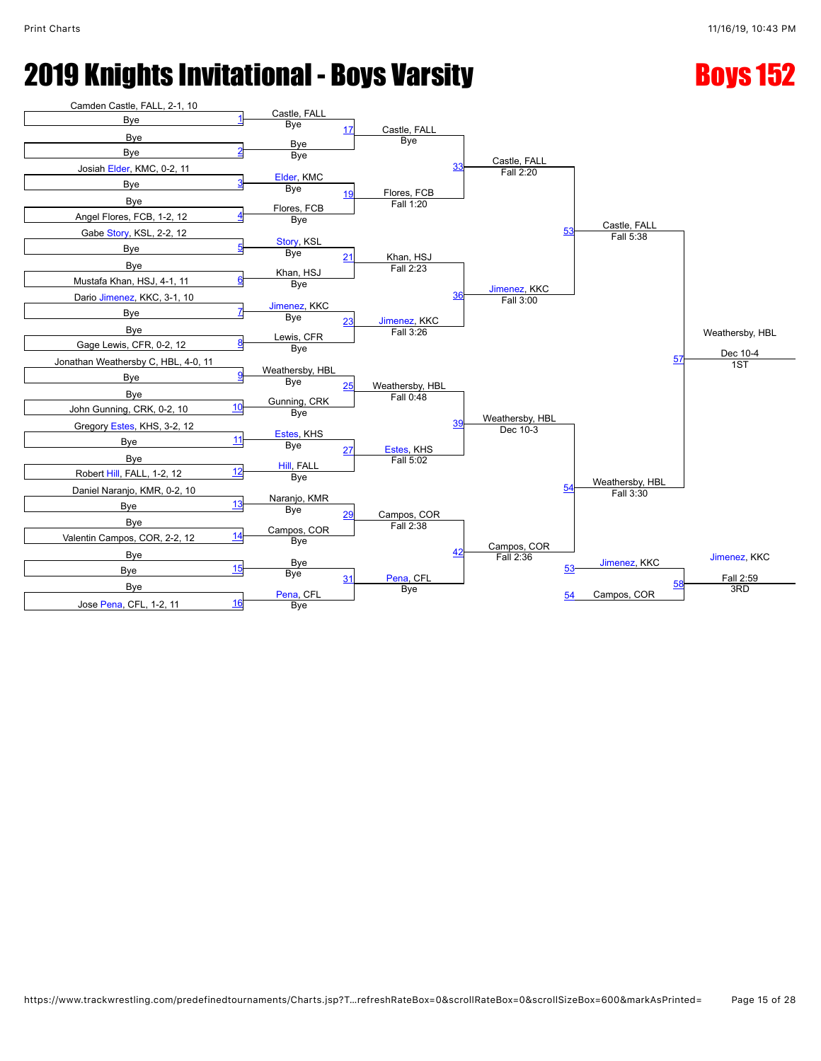# 2019 Knights Invitational - Boys Varsity

## Boys 152

### Round 1 (First Round)

| Bout | Wrestler (Top) | Wrestler (Bottom) | Winner | Result |
| --- | --- | --- | --- | --- |
| 1 | Camden Castle, FALL, 2-1, 10 | Bye | Castle, FALL | Bye |
| 2 | Bye | Bye | Bye | Bye |
| 3 | Josiah Elder, KMC, 0-2, 11 | Bye | Elder, KMC | Bye |
| 4 | Bye | Angel Flores, FCB, 1-2, 12 | Flores, FCB | Bye |
| 5 | Gabe Story, KSL, 2-2, 12 | Bye | Story, KSL | Bye |
| 6 | Bye | Mustafa Khan, HSJ, 4-1, 11 | Khan, HSJ | Bye |
| 7 | Dario Jimenez, KKC, 3-1, 10 | Bye | Jimenez, KKC | Bye |
| 8 | Bye | Gage Lewis, CFR, 0-2, 12 | Lewis, CFR | Bye |
| 9 | Jonathan Weathersby C, HBL, 4-0, 11 | Bye | Weathersby, HBL | Bye |
| 10 | Bye | John Gunning, CRK, 0-2, 10 | Gunning, CRK | Bye |
| 11 | Gregory Estes, KHS, 3-2, 12 | Bye | Estes, KHS | Bye |
| 12 | Bye | Robert Hill, FALL, 1-2, 12 | Hill, FALL | Bye |
| 13 | Daniel Naranjo, KMR, 0-2, 10 | Bye | Naranjo, KMR | Bye |
| 14 | Bye | Valentin Campos, COR, 2-2, 12 | Campos, COR | Bye |
| 15 | Bye | Bye | Bye | Bye |
| 16 | Bye | Jose Pena, CFL, 1-2, 11 | Pena, CFL | Bye |

### Round 2

| Bout | Winner | Result |
| --- | --- | --- |
| 17 | Castle, FALL | Bye |
| 19 | Flores, FCB | Fall 1:20 |
| 21 | Khan, HSJ | Fall 2:23 |
| 23 | Jimenez, KKC | Fall 3:26 |
| 25 | Weathersby, HBL | Fall 0:48 |
| 27 | Estes, KHS | Fall 5:02 |
| 29 | Campos, COR | Fall 2:38 |
| 31 | Pena, CFL | Bye |

### Quarterfinals

| Bout | Winner | Result |
| --- | --- | --- |
| 33 | Castle, FALL | Fall 2:20 |
| 36 | Jimenez, KKC | Fall 3:00 |
| 39 | Weathersby, HBL | Dec 10-3 |
| 42 | Campos, COR | Fall 2:36 |

### Semifinals

| Bout | Winner | Result |
| --- | --- | --- |
| 53 | Castle, FALL | Fall 5:38 |
| 54 | Weathersby, HBL | Fall 3:30 |

### Final

| Bout | Winner | Result | Place |
| --- | --- | --- | --- |
| 57 | Weathersby, HBL | Dec 10-4 | 1ST |

### 3rd Place

| Bout | Wrestler (from 53) | Wrestler (from 54) | Winner | Result | Place |
| --- | --- | --- | --- | --- | --- |
| 58 | Jimenez, KKC | Campos, COR | Jimenez, KKC | Fall 2:59 | 3RD |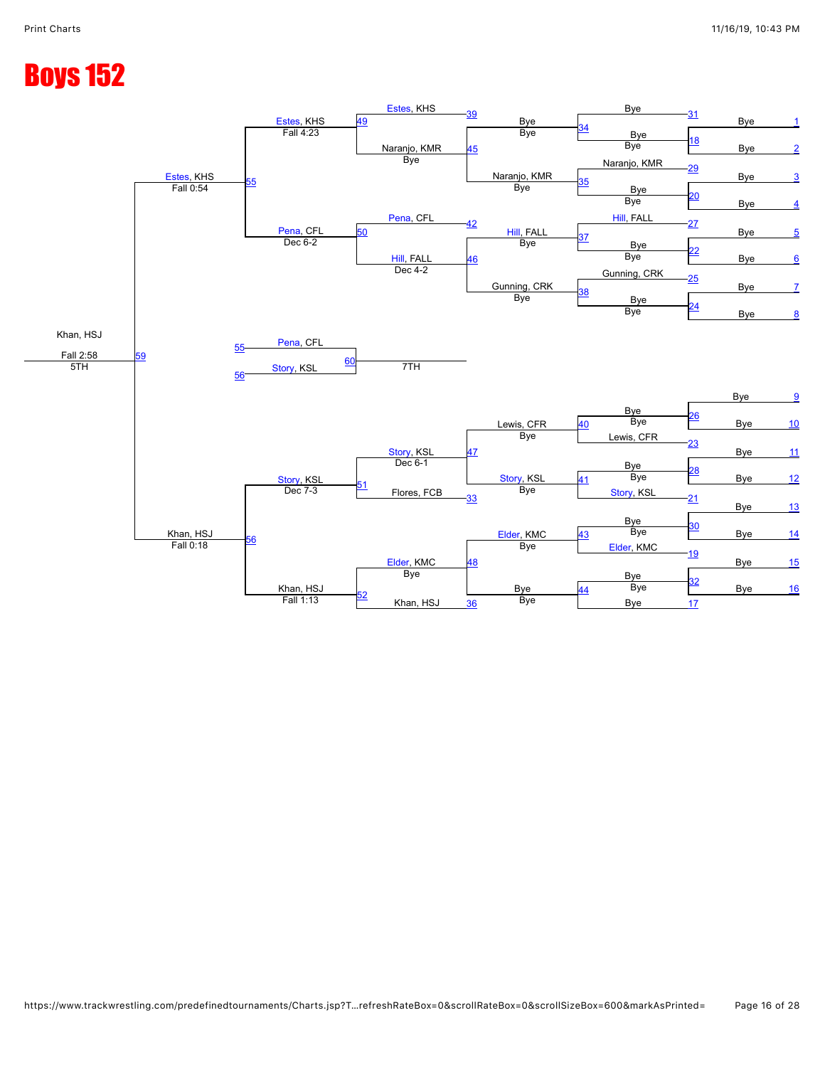# Boys 152

**Championship/Consolation bracket (upper half)**

| Bout | Wrestler | Result |
|---|---|---|
| 1 | Bye | |
| 2 | Bye | |
| 3 | Bye | |
| 4 | Bye | |
| 5 | Bye | |
| 6 | Bye | |
| 7 | Bye | |
| 8 | Bye | |
| 18 | Bye | Bye |
| 20 | Bye | Bye |
| 22 | Bye | Bye |
| 24 | Bye | Bye |
| 31 | Bye | |
| 29 | Naranjo, KMR | |
| 27 | Hill, FALL | |
| 25 | Gunning, CRK | |
| 34 | Bye | Bye |
| 35 | Naranjo, KMR | Bye |
| 37 | Hill, FALL | Bye |
| 38 | Gunning, CRK | Bye |
| 39 | Estes, KHS | |
| 45 | Naranjo, KMR | Bye |
| 42 | Pena, CFL | |
| 46 | Hill, FALL | Dec 4-2 |
| 49 | Estes, KHS | Fall 4:23 |
| 50 | Pena, CFL | Dec 6-2 |
| 55 | Estes, KHS | Fall 0:54 |

**Lower half**

| Bout | Wrestler | Result |
|---|---|---|
| 9 | Bye | |
| 10 | Bye | |
| 11 | Bye | |
| 12 | Bye | |
| 13 | Bye | |
| 14 | Bye | |
| 15 | Bye | |
| 16 | Bye | |
| 26 | Bye | Bye |
| 23 | Lewis, CFR | |
| 28 | Bye | Bye |
| 21 | Story, KSL | |
| 30 | Bye | Bye |
| 19 | Elder, KMC | |
| 32 | Bye | Bye |
| 17 | Bye | |
| 40 | Lewis, CFR | Bye |
| 41 | Story, KSL | Bye |
| 43 | Elder, KMC | Bye |
| 44 | Bye | Bye |
| 47 | Story, KSL | Dec 6-1 |
| 33 | Flores, FCB | |
| 48 | Elder, KMC | Bye |
| 36 | Khan, HSJ | |
| 51 | Story, KSL | Dec 7-3 |
| 52 | Khan, HSJ | Fall 1:13 |
| 56 | Khan, HSJ | Fall 0:18 |

**5th Place (Bout 59):** Khan, HSJ — Fall 2:58 — 5TH

**7th Place (Bout 60):** Pena, CFL (55) vs. Story, KSL (56) — 7TH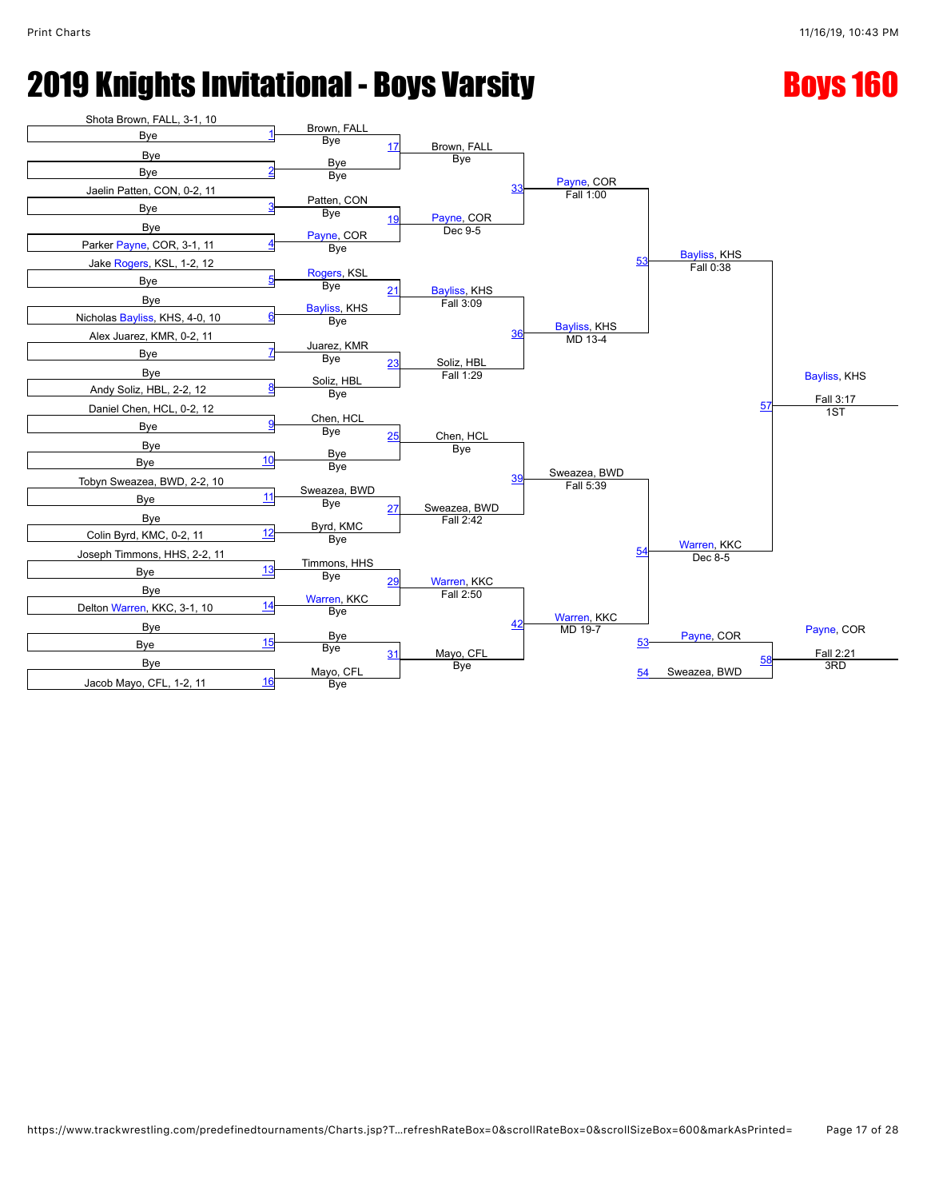# 2019 Knights Invitational - Boys Varsity

## Boys 160

### First Round

| Bout | Wrestler 1 | Wrestler 2 | Winner | Result |
|---|---|---|---|---|
| 1 | Shota Brown, FALL, 3-1, 10 | Bye | Brown, FALL | Bye |
| 2 | Bye | Bye | Bye | Bye |
| 3 | Jaelin Patten, CON, 0-2, 11 | Bye | Patten, CON | Bye |
| 4 | Bye | Parker Payne, COR, 3-1, 11 | Payne, COR | Bye |
| 5 | Jake Rogers, KSL, 1-2, 12 | Bye | Rogers, KSL | Bye |
| 6 | Bye | Nicholas Bayliss, KHS, 4-0, 10 | Bayliss, KHS | Bye |
| 7 | Alex Juarez, KMR, 0-2, 11 | Bye | Juarez, KMR | Bye |
| 8 | Bye | Andy Soliz, HBL, 2-2, 12 | Soliz, HBL | Bye |
| 9 | Daniel Chen, HCL, 0-2, 12 | Bye | Chen, HCL | Bye |
| 10 | Bye | Bye | Bye | Bye |
| 11 | Tobyn Sweazea, BWD, 2-2, 10 | Bye | Sweazea, BWD | Bye |
| 12 | Bye | Colin Byrd, KMC, 0-2, 11 | Byrd, KMC | Bye |
| 13 | Joseph Timmons, HHS, 2-2, 11 | Bye | Timmons, HHS | Bye |
| 14 | Bye | Delton Warren, KKC, 3-1, 10 | Warren, KKC | Bye |
| 15 | Bye | Bye | Bye | Bye |
| 16 | Bye | Jacob Mayo, CFL, 1-2, 11 | Mayo, CFL | Bye |

### Second Round

| Bout | Winner | Result |
|---|---|---|
| 17 | Brown, FALL | Bye |
| 19 | Payne, COR | Dec 9-5 |
| 21 | Bayliss, KHS | Fall 3:09 |
| 23 | Soliz, HBL | Fall 1:29 |
| 25 | Chen, HCL | Bye |
| 27 | Sweazea, BWD | Fall 2:42 |
| 29 | Warren, KKC | Fall 2:50 |
| 31 | Mayo, CFL | Bye |

### Quarterfinals

| Bout | Winner | Result |
|---|---|---|
| 33 | Payne, COR | Fall 1:00 |
| 36 | Bayliss, KHS | MD 13-4 |
| 39 | Sweazea, BWD | Fall 5:39 |
| 42 | Warren, KKC | MD 19-7 |

### Semifinals

| Bout | Winner | Result |
|---|---|---|
| 53 | Bayliss, KHS | Fall 0:38 |
| 54 | Warren, KKC | Dec 8-5 |

### Finals

| Bout | Winner | Result | Place |
|---|---|---|---|
| 57 | Bayliss, KHS | Fall 3:17 | 1ST |

### 3rd Place

| Bout | Wrestler 1 | Wrestler 2 | Winner | Result | Place |
|---|---|---|---|---|---|
| 58 | Payne, COR (53) | Sweazea, BWD (54) | Payne, COR | Fall 2:21 | 3RD |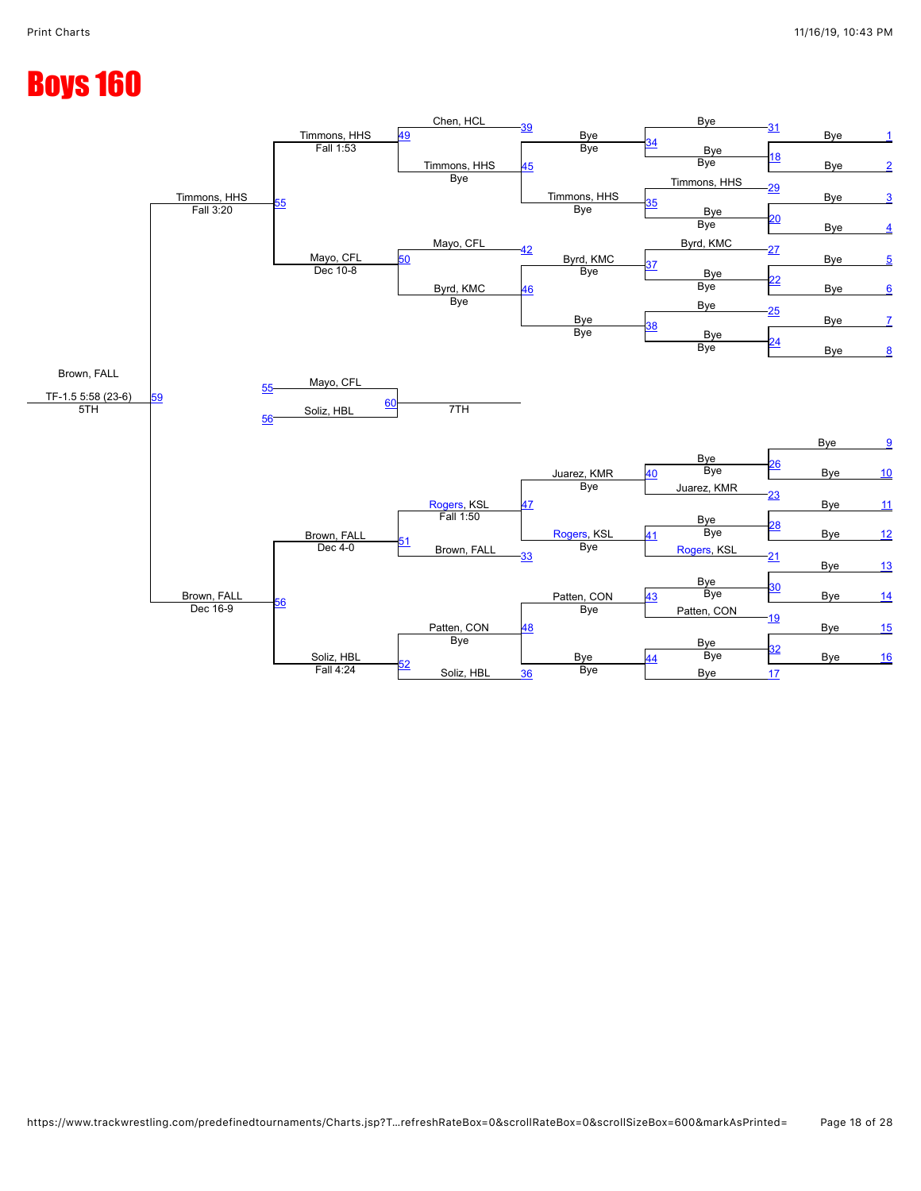# Boys 160

**Championship bracket – top half**

| Match | Wrestler | Result |
|---|---|---|
| 1 | Bye | |
| 2 | Bye | |
| 18 | Bye | Bye |
| 31 | Bye | |
| 34 | Bye | Bye |
| 3 | Bye | |
| 4 | Bye | |
| 20 | Bye | Bye |
| 29 | Timmons, HHS | |
| 35 | Timmons, HHS | Bye |
| 39 | Chen, HCL | |
| 45 | Timmons, HHS | Bye |
| 49 | Timmons, HHS | Fall 1:53 |
| 5 | Bye | |
| 6 | Bye | |
| 22 | Bye | Bye |
| 27 | Byrd, KMC | |
| 37 | Byrd, KMC | Bye |
| 7 | Bye | |
| 8 | Bye | |
| 24 | Bye | Bye |
| 25 | Bye | |
| 38 | Bye | Bye |
| 42 | Mayo, CFL | |
| 46 | Byrd, KMC | Bye |
| 50 | Mayo, CFL | Dec 10-8 |
| 55 | Timmons, HHS | Fall 3:20 |

**Championship bracket – bottom half**

| Match | Wrestler | Result |
|---|---|---|
| 9 | Bye | |
| 10 | Bye | |
| 26 | Bye | Bye |
| 23 | Juarez, KMR | |
| 40 | Juarez, KMR | Bye |
| 11 | Bye | |
| 12 | Bye | |
| 28 | Bye | Bye |
| 21 | Rogers, KSL | |
| 41 | Rogers, KSL | Bye |
| 47 | Rogers, KSL | Fall 1:50 |
| 33 | Brown, FALL | |
| 51 | Brown, FALL | Dec 4-0 |
| 13 | Bye | |
| 14 | Bye | |
| 30 | Bye | Bye |
| 19 | Patten, CON | |
| 43 | Patten, CON | Bye |
| 15 | Bye | |
| 16 | Bye | |
| 32 | Bye | Bye |
| 17 | Bye | |
| 44 | Bye | Bye |
| 48 | Patten, CON | Bye |
| 36 | Soliz, HBL | |
| 52 | Soliz, HBL | Fall 4:24 |
| 56 | Brown, FALL | Dec 16-9 |

**Final (5TH)**

| Match | Wrestler | Result |
|---|---|---|
| 59 | Brown, FALL | TF-1.5 5:58 (23-6) |

**7TH place**

| Match | Wrestler |
|---|---|
| 55 | Mayo, CFL |
| 56 | Soliz, HBL |
| 60 | 7TH |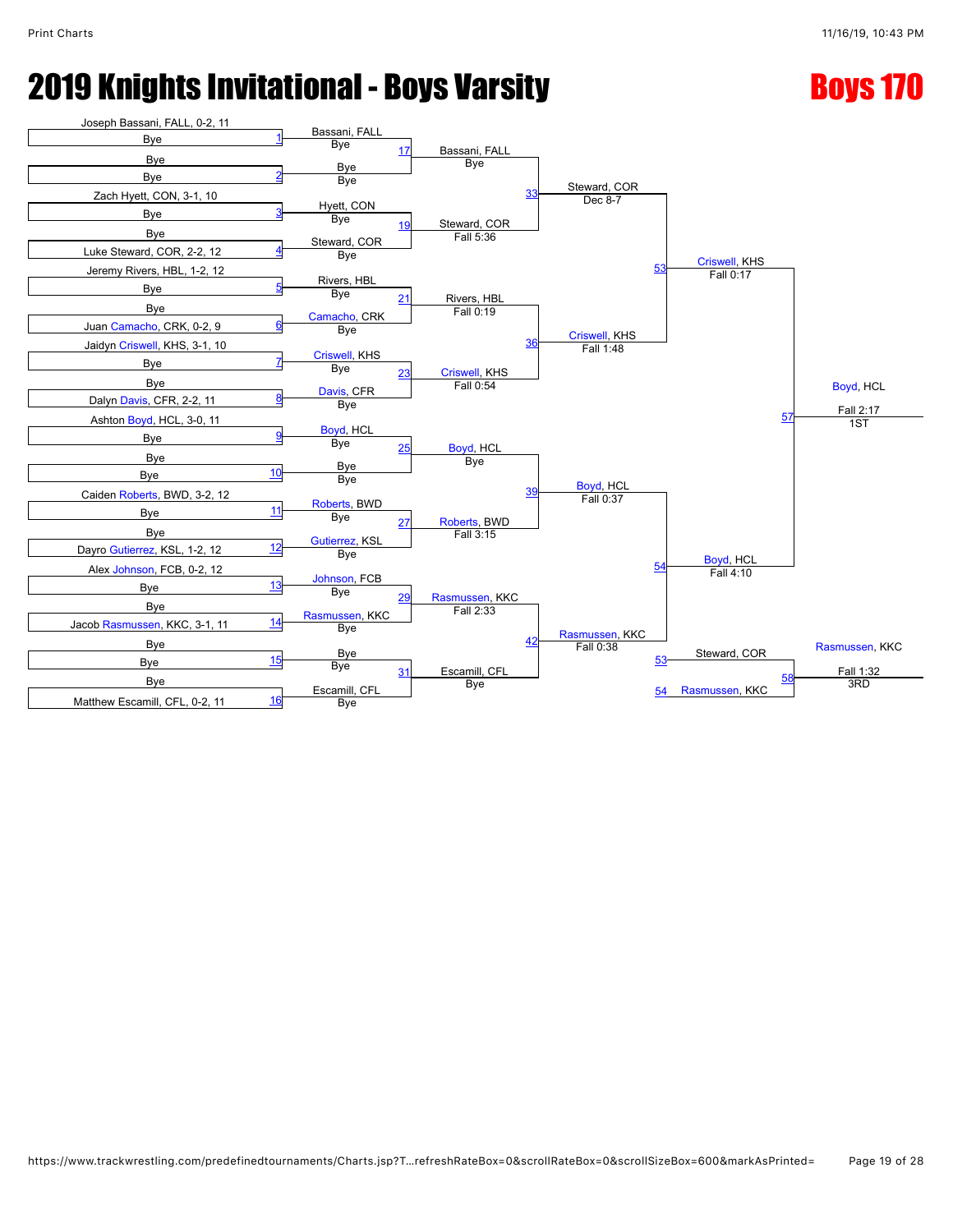# 2019 Knights Invitational - Boys Varsity

## Boys 170

### Championship Bracket

**First Round (Matches 1–16)**

| Match | Wrestler (Top) | Wrestler (Bottom) | Winner | Result |
|---|---|---|---|---|
| 1 | Joseph Bassani, FALL, 0-2, 11 | Bye | Bassani, FALL | Bye |
| 2 | Bye | Bye | Bye | Bye |
| 3 | Zach Hyett, CON, 3-1, 10 | Bye | Hyett, CON | Bye |
| 4 | Bye | Luke Steward, COR, 2-2, 12 | Steward, COR | Bye |
| 5 | Jeremy Rivers, HBL, 1-2, 12 | Bye | Rivers, HBL | Bye |
| 6 | Bye | Juan Camacho, CRK, 0-2, 9 | Camacho, CRK | Bye |
| 7 | Jaidyn Criswell, KHS, 3-1, 10 | Bye | Criswell, KHS | Bye |
| 8 | Bye | Dalyn Davis, CFR, 2-2, 11 | Davis, CFR | Bye |
| 9 | Ashton Boyd, HCL, 3-0, 11 | Bye | Boyd, HCL | Bye |
| 10 | Bye | Bye | Bye | Bye |
| 11 | Caiden Roberts, BWD, 3-2, 12 | Bye | Roberts, BWD | Bye |
| 12 | Bye | Dayro Gutierrez, KSL, 1-2, 12 | Gutierrez, KSL | Bye |
| 13 | Alex Johnson, FCB, 0-2, 12 | Bye | Johnson, FCB | Bye |
| 14 | Bye | Jacob Rasmussen, KKC, 3-1, 11 | Rasmussen, KKC | Bye |
| 15 | Bye | Bye | Bye | Bye |
| 16 | Bye | Matthew Escamill, CFL, 0-2, 11 | Escamill, CFL | Bye |

**Second Round (Matches 17–31)**

| Match | Winner | Result |
|---|---|---|
| 17 | Bassani, FALL | Bye |
| 19 | Steward, COR | Fall 5:36 |
| 21 | Rivers, HBL | Fall 0:19 |
| 23 | Criswell, KHS | Fall 0:54 |
| 25 | Boyd, HCL | Bye |
| 27 | Roberts, BWD | Fall 3:15 |
| 29 | Rasmussen, KKC | Fall 2:33 |
| 31 | Escamill, CFL | Bye |

**Quarterfinals (Matches 33–42)**

| Match | Winner | Result |
|---|---|---|
| 33 | Steward, COR | Dec 8-7 |
| 36 | Criswell, KHS | Fall 1:48 |
| 39 | Boyd, HCL | Fall 0:37 |
| 42 | Rasmussen, KKC | Fall 0:38 |

**Semifinals (Matches 53–54)**

| Match | Winner | Result |
|---|---|---|
| 53 | Criswell, KHS | Fall 0:17 |
| 54 | Boyd, HCL | Fall 4:10 |

**Final (Match 57)**

| Match | Winner | Result | Place |
|---|---|---|---|
| 57 | Boyd, HCL | Fall 2:17 | 1ST |

**3rd Place (Match 58)**

| Match | Wrestler (Top) | Wrestler (Bottom) | Winner | Result | Place |
|---|---|---|---|---|---|
| 58 | Steward, COR (53) | Rasmussen, KKC (54) | Rasmussen, KKC | Fall 1:32 | 3RD |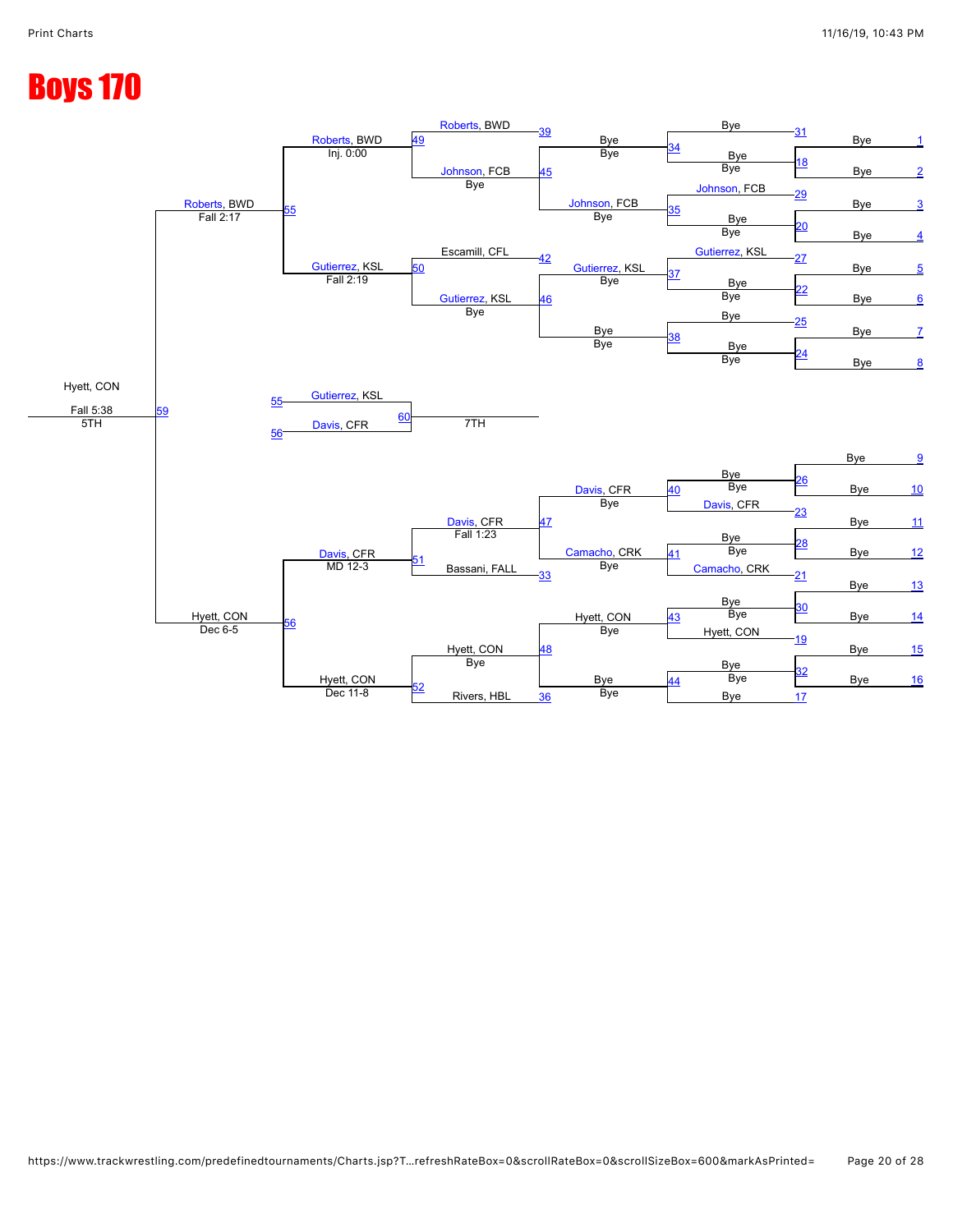# Boys 170

**Consolation Bracket**

| Match | Wrestler 1 | Wrestler 2 | Winner | Result |
|---|---|---|---|---|
| 31 | Bye | Bye | Bye | |
| 18 | Bye | Bye | Bye | |
| 29 | Johnson, FCB | Bye | Johnson, FCB | |
| 20 | Bye | Bye | Bye | |
| 27 | Gutierrez, KSL | Bye | Gutierrez, KSL | |
| 22 | Bye | Bye | Bye | |
| 25 | Bye | Bye | Bye | |
| 24 | Bye | Bye | Bye | |
| 34 | Bye | Bye | Bye | Bye |
| 35 | Johnson, FCB | Bye | Johnson, FCB | Bye |
| 37 | Gutierrez, KSL | Bye | Gutierrez, KSL | Bye |
| 38 | Bye | Bye | Bye | Bye |
| 39 | Roberts, BWD | Bye | Roberts, BWD | |
| 45 | Johnson, FCB | Bye | Johnson, FCB | Bye |
| 42 | Escamill, CFL | Gutierrez, KSL | Gutierrez, KSL | |
| 46 | Gutierrez, KSL | Bye | Gutierrez, KSL | Bye |
| 49 | Roberts, BWD | Johnson, FCB | Roberts, BWD | Inj. 0:00 |
| 50 | Escamill, CFL | Gutierrez, KSL | Gutierrez, KSL | Fall 2:19 |
| 55 | Roberts, BWD | Gutierrez, KSL | Roberts, BWD | Fall 2:17 |
| 26 | Bye | Bye | Bye | |
| 23 | Davis, CFR | Bye | Davis, CFR | |
| 28 | Bye | Bye | Bye | |
| 21 | Camacho, CRK | Bye | Camacho, CRK | |
| 30 | Bye | Bye | Bye | |
| 19 | Hyett, CON | Bye | Hyett, CON | |
| 32 | Bye | Bye | Bye | |
| 17 | Bye | Bye | Bye | |
| 40 | Bye | Davis, CFR | Davis, CFR | Bye |
| 41 | Bye | Camacho, CRK | Camacho, CRK | Bye |
| 43 | Bye | Hyett, CON | Hyett, CON | Bye |
| 44 | Bye | Bye | Bye | Bye |
| 47 | Davis, CFR | Camacho, CRK | Davis, CFR | Fall 1:23 |
| 33 | Bassani, FALL | | Bassani, FALL | |
| 48 | Hyett, CON | Bye | Hyett, CON | Bye |
| 36 | Rivers, HBL | | Rivers, HBL | |
| 51 | Davis, CFR | Bassani, FALL | Davis, CFR | MD 12-3 |
| 52 | Hyett, CON | Rivers, HBL | Hyett, CON | Dec 11-8 |
| 56 | Davis, CFR | Hyett, CON | Hyett, CON | Dec 6-5 |
| 59 (5TH) | Roberts, BWD | Hyett, CON | Hyett, CON | Fall 5:38 |
| 60 (7TH) | Gutierrez, KSL (L55) | Davis, CFR (L56) | | |

Bracket positions 1–16: Bye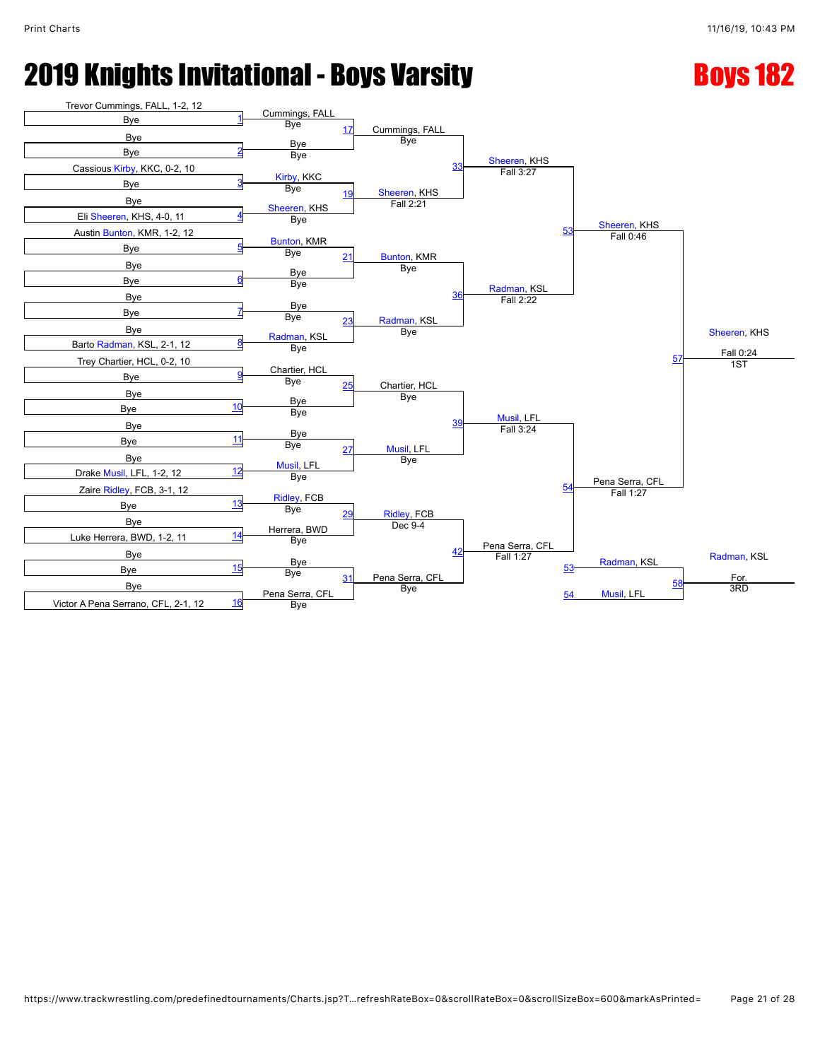# 2019 Knights Invitational - Boys Varsity

## Boys 182

### Round 1

| Match | Wrestler 1 | Wrestler 2 | Winner | Result |
|---|---|---|---|---|
| 1 | Trevor Cummings, FALL, 1-2, 12 | Bye | Cummings, FALL | Bye |
| 2 | Bye | Bye | Bye | Bye |
| 3 | Cassious Kirby, KKC, 0-2, 10 | Bye | Kirby, KKC | Bye |
| 4 | Bye | Eli Sheeren, KHS, 4-0, 11 | Sheeren, KHS | Bye |
| 5 | Austin Bunton, KMR, 1-2, 12 | Bye | Bunton, KMR | Bye |
| 6 | Bye | Bye | Bye | Bye |
| 7 | Bye | Bye | Bye | Bye |
| 8 | Bye | Barto Radman, KSL, 2-1, 12 | Radman, KSL | Bye |
| 9 | Trey Chartier, HCL, 0-2, 10 | Bye | Chartier, HCL | Bye |
| 10 | Bye | Bye | Bye | Bye |
| 11 | Bye | Bye | Bye | Bye |
| 12 | Bye | Drake Musil, LFL, 1-2, 12 | Musil, LFL | Bye |
| 13 | Zaire Ridley, FCB, 3-1, 12 | Bye | Ridley, FCB | Bye |
| 14 | Bye | Luke Herrera, BWD, 1-2, 11 | Herrera, BWD | Bye |
| 15 | Bye | Bye | Bye | Bye |
| 16 | Bye | Victor A Pena Serrano, CFL, 2-1, 12 | Pena Serra, CFL | Bye |

### Round 2

| Match | Winner | Result |
|---|---|---|
| 17 | Cummings, FALL | Bye |
| 19 | Sheeren, KHS | Fall 2:21 |
| 21 | Bunton, KMR | Bye |
| 23 | Radman, KSL | Bye |
| 25 | Chartier, HCL | Bye |
| 27 | Musil, LFL | Bye |
| 29 | Ridley, FCB | Dec 9-4 |
| 31 | Pena Serra, CFL | Bye |

### Quarterfinals

| Match | Winner | Result |
|---|---|---|
| 33 | Sheeren, KHS | Fall 3:27 |
| 36 | Radman, KSL | Fall 2:22 |
| 39 | Musil, LFL | Fall 3:24 |
| 42 | Pena Serra, CFL | Fall 1:27 |

### Semifinals

| Match | Winner | Result |
|---|---|---|
| 53 | Sheeren, KHS | Fall 0:46 |
| 54 | Pena Serra, CFL | Fall 1:27 |

### Finals

| Match | Place | Winner | Result |
|---|---|---|---|
| 57 | 1ST | Sheeren, KHS | Fall 0:24 |
| 58 | 3RD | Radman, KSL (53) vs. Musil, LFL (54) — Radman, KSL | For. |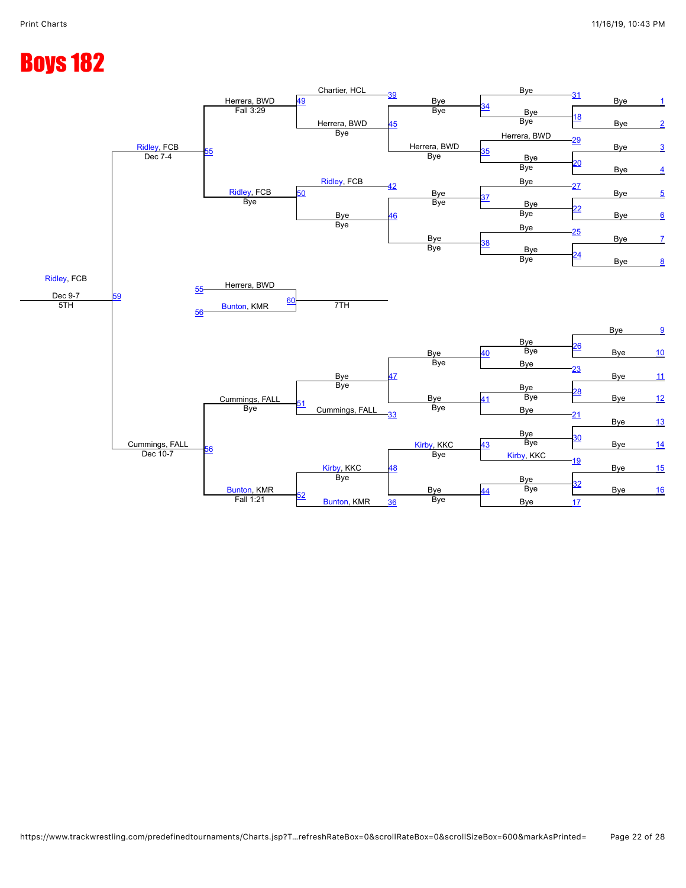# Boys 182

## Championship / Consolation Bracket

**Consolation bracket (top half)**

- 31: Bye vs 18 winner (Bye / Bye)
- 29: Herrera, BWD vs 20 winner (Bye / Bye)
- 27: Bye vs 22 winner (Bye / Bye)
- 25: Bye vs 24 winner (Bye / Bye)
- 34: Bye — Bye
- 35: Herrera, BWD — Bye
- 37: Bye — Bye
- 38: Bye — Bye
- 39: Chartier, HCL
- 45: Herrera, BWD — Bye
- 42: Ridley, FCB
- 46: Bye — Bye
- 49: Herrera, BWD — Fall 3:29
- 50: Ridley, FCB — Bye
- 55: Ridley, FCB — Dec 7-4

**Consolation bracket (bottom half)**

- 26: Bye vs Bye
- 23: Bye
- 28: Bye vs Bye
- 21: Bye
- 30: Bye vs Bye
- 19: Kirby, KKC
- 32: Bye vs Bye
- 17: Bye
- 40: Bye — Bye
- 41: Bye — Bye
- 43: Kirby, KKC — Bye
- 44: Bye — Bye
- 47: Bye — Bye
- 33: Cummings, FALL
- 48: Kirby, KKC — Bye
- 36: Bunton, KMR
- 51: Cummings, FALL — Bye
- 52: Bunton, KMR — Fall 1:21
- 56: Cummings, FALL — Dec 10-7

**5th Place (59):** Ridley, FCB — Dec 9-7 — 5TH

**7th Place (60):**
- 55: Herrera, BWD
- 56: Bunton, KMR
- 7TH

**First round (1–16):** Bye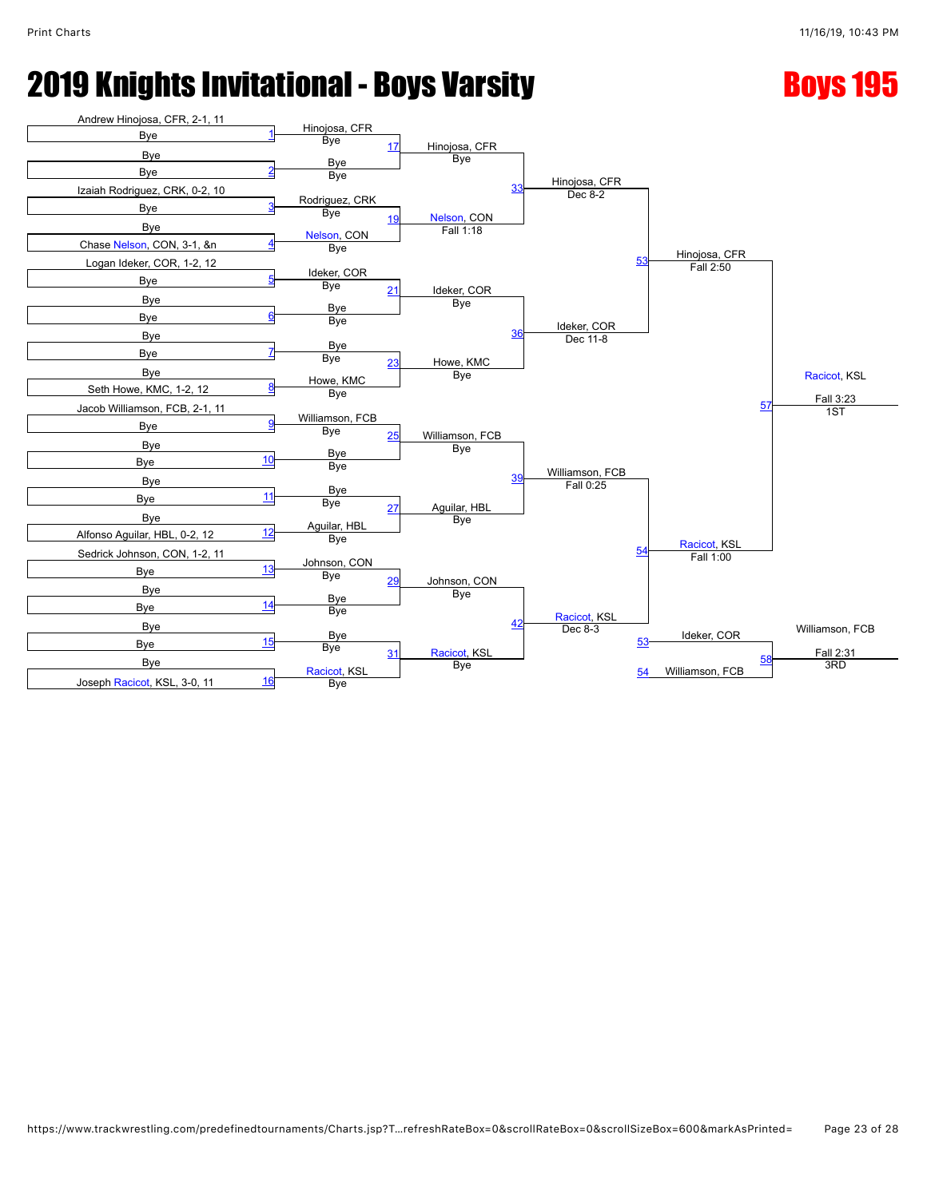# 2019 Knights Invitational - Boys Varsity

## Boys 195

### Championship Bracket – First Round

| Bout | Wrestler | Wrestler |
| --- | --- | --- |
| 1 | Andrew Hinojosa, CFR, 2-1, 11 | Bye |
| 2 | Bye | Bye |
| 3 | Izaiah Rodriguez, CRK, 0-2, 10 | Bye |
| 4 | Bye | Chase Nelson, CON, 3-1, &n |
| 5 | Logan Ideker, COR, 1-2, 12 | Bye |
| 6 | Bye | Bye |
| 7 | Bye | Bye |
| 8 | Bye | Seth Howe, KMC, 1-2, 12 |
| 9 | Jacob Williamson, FCB, 2-1, 11 | Bye |
| 10 | Bye | Bye |
| 11 | Bye | Bye |
| 12 | Bye | Alfonso Aguilar, HBL, 0-2, 12 |
| 13 | Sedrick Johnson, CON, 1-2, 11 | Bye |
| 14 | Bye | Bye |
| 15 | Bye | Bye |
| 16 | Bye | Joseph Racicot, KSL, 3-0, 11 |

### Results

| Bout | Winner | Result |
| --- | --- | --- |
| 1 | Hinojosa, CFR | Bye |
| 2 | Bye | Bye |
| 3 | Rodriguez, CRK | Bye |
| 4 | Nelson, CON | Bye |
| 5 | Ideker, COR | Bye |
| 6 | Bye | Bye |
| 7 | Bye | Bye |
| 8 | Howe, KMC | Bye |
| 9 | Williamson, FCB | Bye |
| 10 | Bye | Bye |
| 11 | Bye | Bye |
| 12 | Aguilar, HBL | Bye |
| 13 | Johnson, CON | Bye |
| 14 | Bye | Bye |
| 15 | Bye | Bye |
| 16 | Racicot, KSL | Bye |
| 17 | Hinojosa, CFR | Bye |
| 19 | Nelson, CON | Fall 1:18 |
| 21 | Ideker, COR | Bye |
| 23 | Howe, KMC | Bye |
| 25 | Williamson, FCB | Bye |
| 27 | Aguilar, HBL | Bye |
| 29 | Johnson, CON | Bye |
| 31 | Racicot, KSL | Bye |
| 33 | Hinojosa, CFR | Dec 8-2 |
| 36 | Ideker, COR | Dec 11-8 |
| 39 | Williamson, FCB | Fall 0:25 |
| 42 | Racicot, KSL | Dec 8-3 |
| 53 | Hinojosa, CFR | Fall 2:50 |
| 54 | Racicot, KSL | Fall 1:00 |
| 57 | Racicot, KSL | Fall 3:23 — 1ST |

### 3rd Place

| Bout | Wrestler | Wrestler | Winner | Result |
| --- | --- | --- | --- | --- |
| 58 | Ideker, COR (L53) | Williamson, FCB (L54) | Williamson, FCB | Fall 2:31 — 3RD |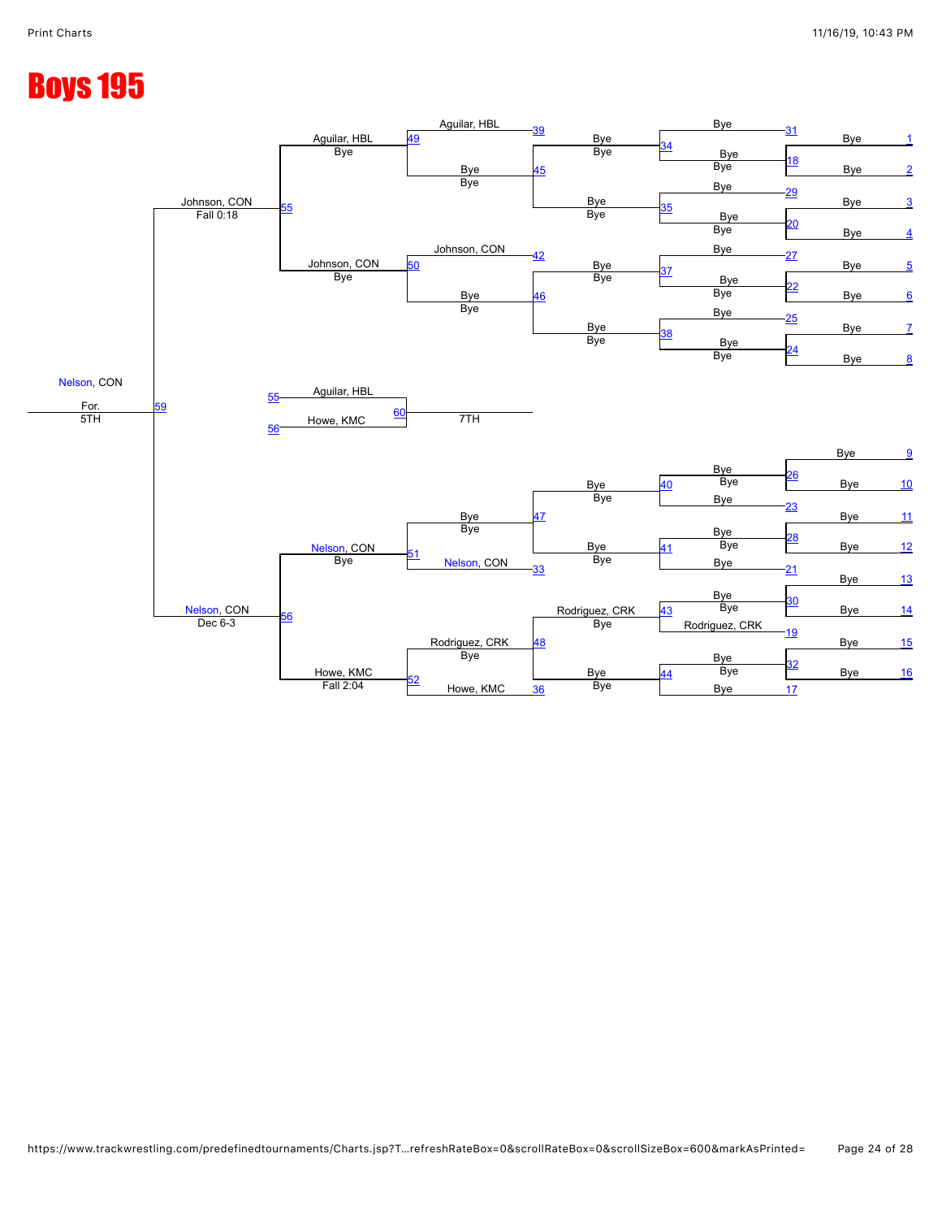# Boys 195

**Consolation bracket (Boys 195)**

| Match | Wrestler / Result | Winner | Result |
| --- | --- | --- | --- |
| 49 | Aguilar, HBL vs Bye | Aguilar, HBL | |
| 50 | Johnson, CON vs Bye | Johnson, CON | |
| 51 | Nelson, CON vs Bye | Nelson, CON | |
| 52 | Rodriguez, CRK vs Howe, KMC | Howe, KMC | Fall 2:04 |
| 55 | Aguilar, HBL vs Johnson, CON | Johnson, CON | Fall 0:18 |
| 56 | Nelson, CON vs Howe, KMC | Nelson, CON | Dec 6-3 |
| 59 | Johnson, CON vs Nelson, CON (5TH) | Nelson, CON | For. |
| 60 | Aguilar, HBL vs Howe, KMC (7TH) | | |

**Earlier rounds**

| Match | Entry |
| --- | --- |
| 39 | Aguilar, HBL |
| 45 | Bye / Bye |
| 42 | Johnson, CON |
| 46 | Bye / Bye |
| 47 | Bye / Bye |
| 33 | Nelson, CON |
| 48 | Rodriguez, CRK / Bye |
| 36 | Howe, KMC |
| 34 | Bye / Bye |
| 35 | Bye / Bye |
| 37 | Bye / Bye |
| 38 | Bye / Bye |
| 40 | Bye / Bye |
| 41 | Bye / Bye |
| 43 | Rodriguez, CRK / Bye |
| 44 | Bye / Bye |
| 31 | Bye |
| 18 | Bye / Bye |
| 29 | Bye |
| 20 | Bye / Bye |
| 27 | Bye |
| 22 | Bye / Bye |
| 25 | Bye |
| 24 | Bye / Bye |
| 26 | Bye / Bye |
| 23 | Bye |
| 28 | Bye / Bye |
| 21 | Bye |
| 30 | Bye / Bye |
| 19 | Rodriguez, CRK |
| 32 | Bye / Bye |
| 17 | Bye |
| 1–16 | Bye |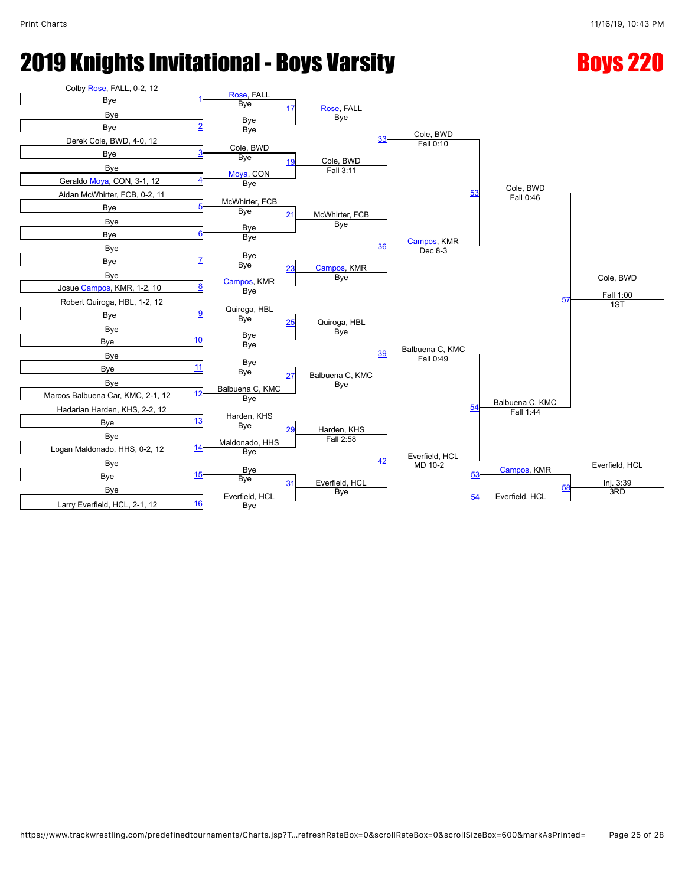# 2019 Knights Invitational - Boys Varsity

## Boys 220

### Championship Bracket

**First Round**

| Match | Wrestler | Opponent |
|---|---|---|
| 1 | Colby Rose, FALL, 0-2, 12 | Bye |
| 2 | Bye | Bye |
| 3 | Derek Cole, BWD, 4-0, 12 | Bye |
| 4 | Bye | Geraldo Moya, CON, 3-1, 12 |
| 5 | Aidan McWhirter, FCB, 0-2, 11 | Bye |
| 6 | Bye | Bye |
| 7 | Bye | Bye |
| 8 | Bye | Josue Campos, KMR, 1-2, 10 |
| 9 | Robert Quiroga, HBL, 1-2, 12 | Bye |
| 10 | Bye | Bye |
| 11 | Bye | Bye |
| 12 | Bye | Marcos Balbuena Car, KMC, 2-1, 12 |
| 13 | Hadarian Harden, KHS, 2-2, 12 | Bye |
| 14 | Bye | Logan Maldonado, HHS, 0-2, 12 |
| 15 | Bye | Bye |
| 16 | Bye | Larry Everfield, HCL, 2-1, 12 |

**Second Round**

| Match | Winner | Result |
|---|---|---|
| 17 | Rose, FALL | Bye |
| 19 | Cole, BWD | Fall 3:11 |
| 21 | McWhirter, FCB | Bye |
| 23 | Campos, KMR | Bye |
| 25 | Quiroga, HBL | Bye |
| 27 | Balbuena C, KMC | Bye |
| 29 | Harden, KHS | Fall 2:58 |
| 31 | Everfield, HCL | Bye |

Second round participants: Rose, FALL vs Bye; Cole, BWD vs Moya, CON; McWhirter, FCB vs Bye; Bye vs Campos, KMR; Quiroga, HBL vs Bye; Bye vs Balbuena C, KMC; Harden, KHS vs Maldonado, HHS; Bye vs Everfield, HCL.

**Quarterfinals**

| Match | Winner | Result |
|---|---|---|
| 33 | Cole, BWD | Fall 0:10 |
| 36 | Campos, KMR | Dec 8-3 |
| 39 | Balbuena C, KMC | Fall 0:49 |
| 42 | Everfield, HCL | MD 10-2 |

**Semifinals**

| Match | Winner | Result |
|---|---|---|
| 53 | Cole, BWD | Fall 0:46 |
| 54 | Balbuena C, KMC | Fall 1:44 |

**Final**

| Match | Winner | Result | Place |
|---|---|---|---|
| 57 | Cole, BWD | Fall 1:00 | 1ST |

**3rd Place Match**

| Match | Wrestlers | Winner | Result | Place |
|---|---|---|---|---|
| 58 | Campos, KMR (L53) vs Everfield, HCL (L54) | Everfield, HCL | Inj. 3:39 | 3RD |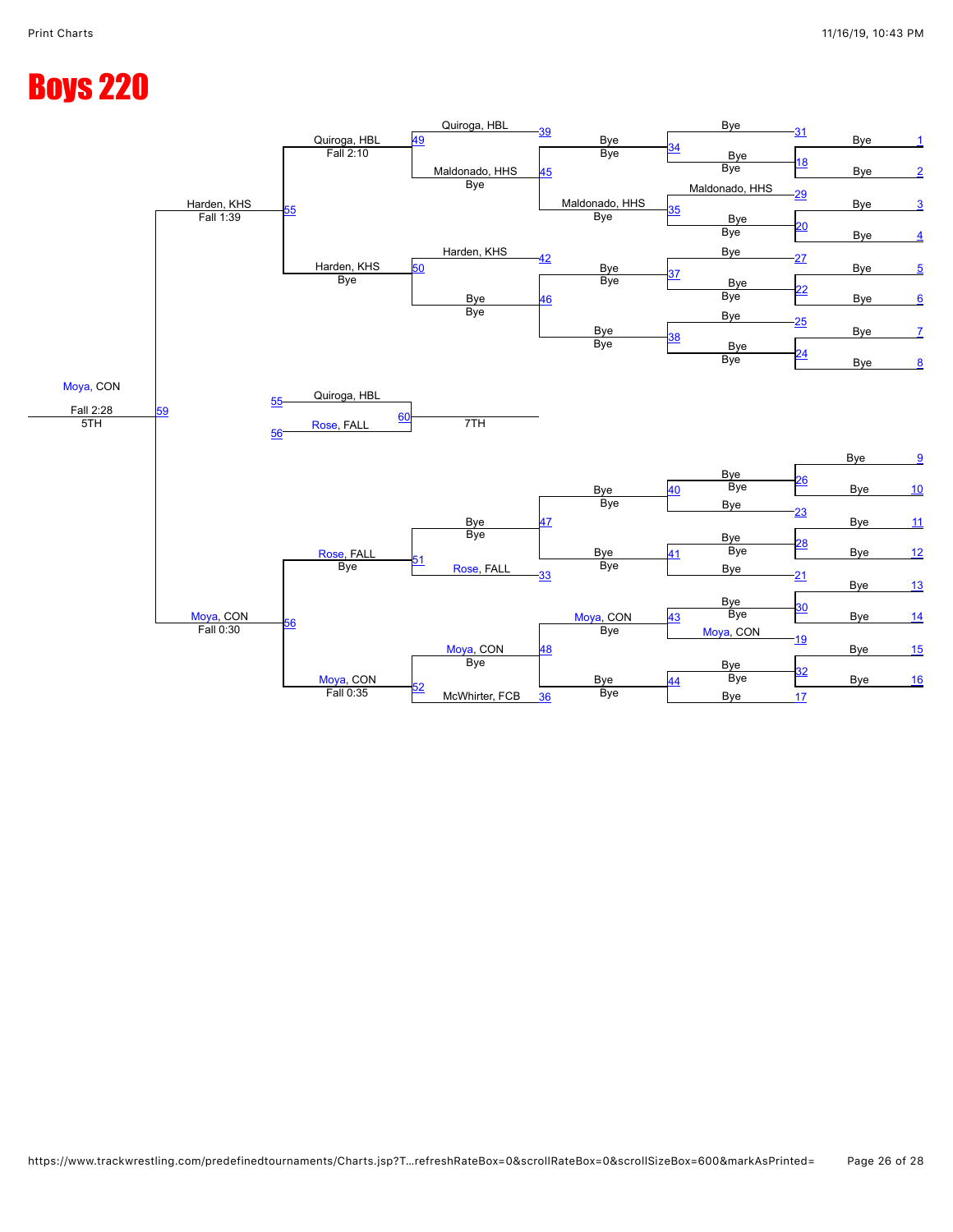# Boys 220

## Championship Bracket

### First Round
| Match | Result |
|---|---|
| 1 | Bye |
| 2 | Bye |
| 3 | Bye |
| 4 | Bye |
| 5 | Bye |
| 6 | Bye |
| 7 | Bye |
| 8 | Bye |
| 9 | Bye |
| 10 | Bye |
| 11 | Bye |
| 12 | Bye |
| 13 | Bye |
| 14 | Bye |
| 15 | Bye |
| 16 | Bye |

### Second Round
| Match | Wrestler | Result |
|---|---|---|
| 18 | Bye | Bye |
| 20 | Bye | Bye |
| 22 | Bye | Bye |
| 24 | Bye | Bye |
| 26 | Bye | Bye |
| 28 | Bye | Bye |
| 30 | Bye | Bye |
| 32 | Bye | Bye |

### Consolation
| Match | Wrestler |
|---|---|
| 31 | Bye |
| 29 | Maldonado, HHS |
| 27 | Bye |
| 25 | Bye |
| 23 | Bye |
| 21 | Bye |
| 19 | Moya, CON |
| 17 | Bye |

| Match | Wrestler | Result |
|---|---|---|
| 34 | Bye | Bye |
| 35 | Maldonado, HHS | Bye |
| 37 | Bye | Bye |
| 38 | Bye | Bye |
| 40 | Bye | Bye |
| 41 | Bye | Bye |
| 43 | Moya, CON | Bye |
| 44 | Bye | Bye |

| Match | Wrestler |
|---|---|
| 39 | Quiroga, HBL |
| 42 | Harden, KHS |
| 33 | Rose, FALL |
| 36 | McWhirter, FCB |

| Match | Wrestler | Result |
|---|---|---|
| 45 | Maldonado, HHS | Bye |
| 46 | Bye | Bye |
| 47 | Bye | Bye |
| 48 | Moya, CON | Bye |

| Match | Wrestler | Result |
|---|---|---|
| 49 | Quiroga, HBL | Fall 2:10 |
| 50 | Harden, KHS | Bye |
| 51 | Rose, FALL | Bye |
| 52 | Moya, CON | Fall 0:35 |

| Match | Wrestler | Result |
|---|---|---|
| 55 | Harden, KHS | Fall 1:39 |
| 56 | Moya, CON | Fall 0:30 |

### 5th Place
| Match | Wrestler | Result |
|---|---|---|
| 59 | Moya, CON | Fall 2:28 — 5TH |

### 7th Place
| Match | Wrestlers | Result |
|---|---|---|
| 60 | Quiroga, HBL (55) vs. Rose, FALL (56) | 7TH |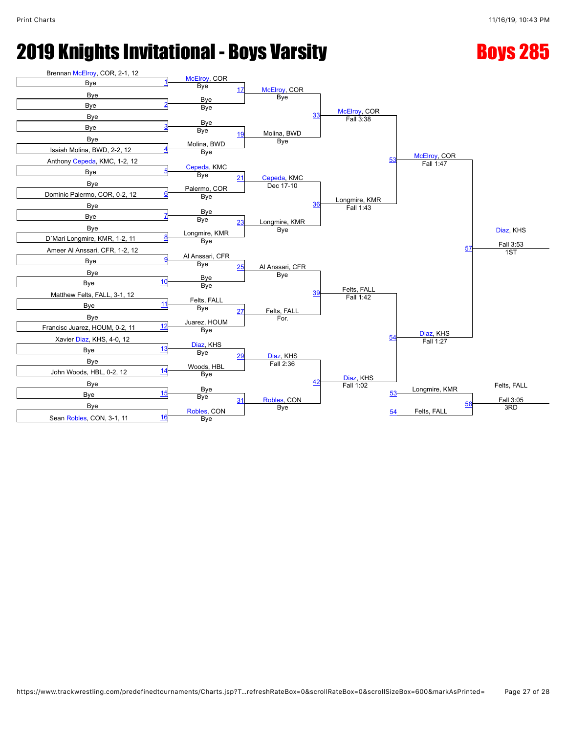# 2019 Knights Invitational - Boys Varsity

## Boys 285

### First Round (Bouts 1–16)

| Bout | Top | Bottom |
|---|---|---|
| 1 | Brennan McElroy, COR, 2-1, 12 | Bye |
| 2 | Bye | Bye |
| 3 | Bye | Bye |
| 4 | Bye | Isaiah Molina, BWD, 2-2, 12 |
| 5 | Anthony Cepeda, KMC, 1-2, 12 | Bye |
| 6 | Bye | Dominic Palermo, COR, 0-2, 12 |
| 7 | Bye | Bye |
| 8 | Bye | D`Mari Longmire, KMR, 1-2, 11 |
| 9 | Ameer Al Anssari, CFR, 1-2, 12 | Bye |
| 10 | Bye | Bye |
| 11 | Matthew Felts, FALL, 3-1, 12 | Bye |
| 12 | Bye | Francisc Juarez, HOUM, 0-2, 11 |
| 13 | Xavier Diaz, KHS, 4-0, 12 | Bye |
| 14 | Bye | John Woods, HBL, 0-2, 12 |
| 15 | Bye | Bye |
| 16 | Bye | Sean Robles, CON, 3-1, 11 |

### Second Round (Bouts 17–31)

| Bout | Top | Bottom |
|---|---|---|
| 17 | McElroy, COR (Bye) | Bye (Bye) |
| 19 | Bye (Bye) | Molina, BWD (Bye) |
| 21 | Cepeda, KMC (Bye) | Palermo, COR (Bye) |
| 23 | Bye (Bye) | Longmire, KMR (Bye) |
| 25 | Al Anssari, CFR (Bye) | Bye (Bye) |
| 27 | Felts, FALL (Bye) | Juarez, HOUM (Bye) |
| 29 | Diaz, KHS (Bye) | Woods, HBL (Bye) |
| 31 | Bye (Bye) | Robles, CON (Bye) |

### Quarterfinals (Bouts 33–42)

| Bout | Top | Bottom |
|---|---|---|
| 33 | McElroy, COR (Bye) | Molina, BWD (Bye) |
| 36 | Cepeda, KMC (Dec 17-10) | Longmire, KMR (Bye) |
| 39 | Al Anssari, CFR (Bye) | Felts, FALL (For.) |
| 42 | Diaz, KHS (Fall 2:36) | Robles, CON (Bye) |

### Semifinals (Bouts 53–54)

| Bout | Top | Bottom |
|---|---|---|
| 53 | McElroy, COR (Fall 3:38) | Longmire, KMR (Fall 1:43) |
| 54 | Felts, FALL (Fall 1:42) | Diaz, KHS (Fall 1:02) |

### Finals

| Bout | Top | Bottom | Winner |
|---|---|---|---|
| 57 | McElroy, COR (Fall 1:47) | Diaz, KHS (Fall 1:27) | Diaz, KHS — Fall 3:53 — 1ST |
| 58 | Longmire, KMR (53) | Felts, FALL (54) | Felts, FALL — Fall 3:05 — 3RD |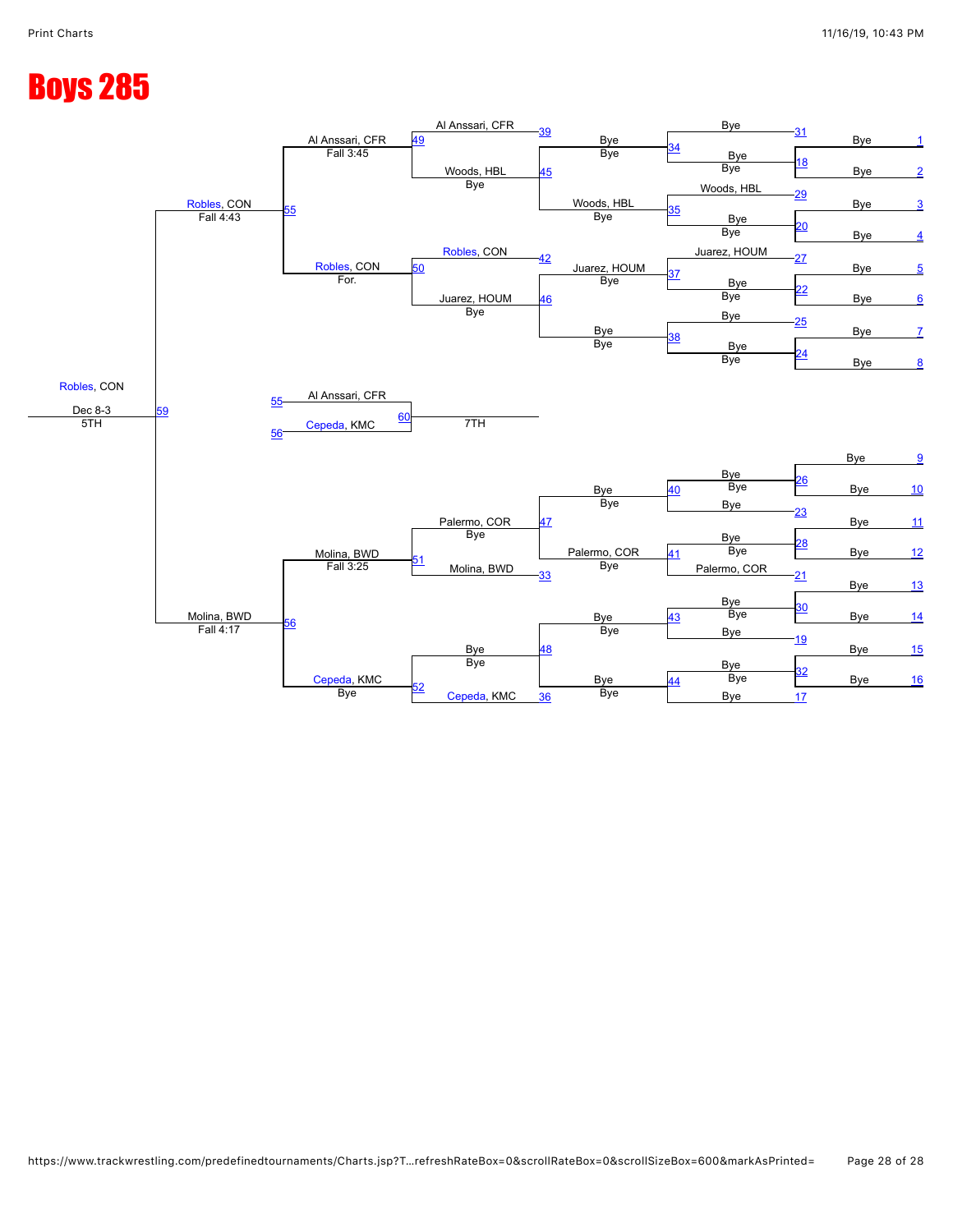# Boys 285

Al Anssari, CFR
Fall 3:45
49

Al Anssari, CFR
39

Woods, HBL
Bye
45

Robles, CON
Fall 4:43
55

Robles, CON
For.
50

Robles, CON
42

Juarez, HOUM
Bye
46

Bye
Bye
34

Woods, HBL
Bye
35

Juarez, HOUM
Bye
37

Bye
Bye
38

Bye
31

Bye
Bye
18

Woods, HBL
29

Bye
Bye
20

Juarez, HOUM
27

Bye
Bye
22

Bye
25

Bye
Bye
24

Bye 1
Bye 2
Bye 3
Bye 4
Bye 5
Bye 6
Bye 7
Bye 8

Robles, CON
Dec 8-3
5TH
59

55 Al Anssari, CFR
56 Cepeda, KMC
60
7TH

Bye 9
Bye 10
Bye 11
Bye 12
Bye 13
Bye 14
Bye 15
Bye 16

Bye
Bye
26

Bye
23

Bye
Bye
28

Palermo, COR
21

Bye
Bye
30

Bye
19

Bye
Bye
32

Bye
17

Bye
Bye
40

Palermo, COR
Bye
41

Bye
Bye
43

Bye
Bye
44

Palermo, COR
Bye
47

Molina, BWD
33

Bye
Bye
48

Cepeda, KMC
36

Molina, BWD
Fall 3:25
51

Cepeda, KMC
Bye
52

Molina, BWD
Fall 4:17
56